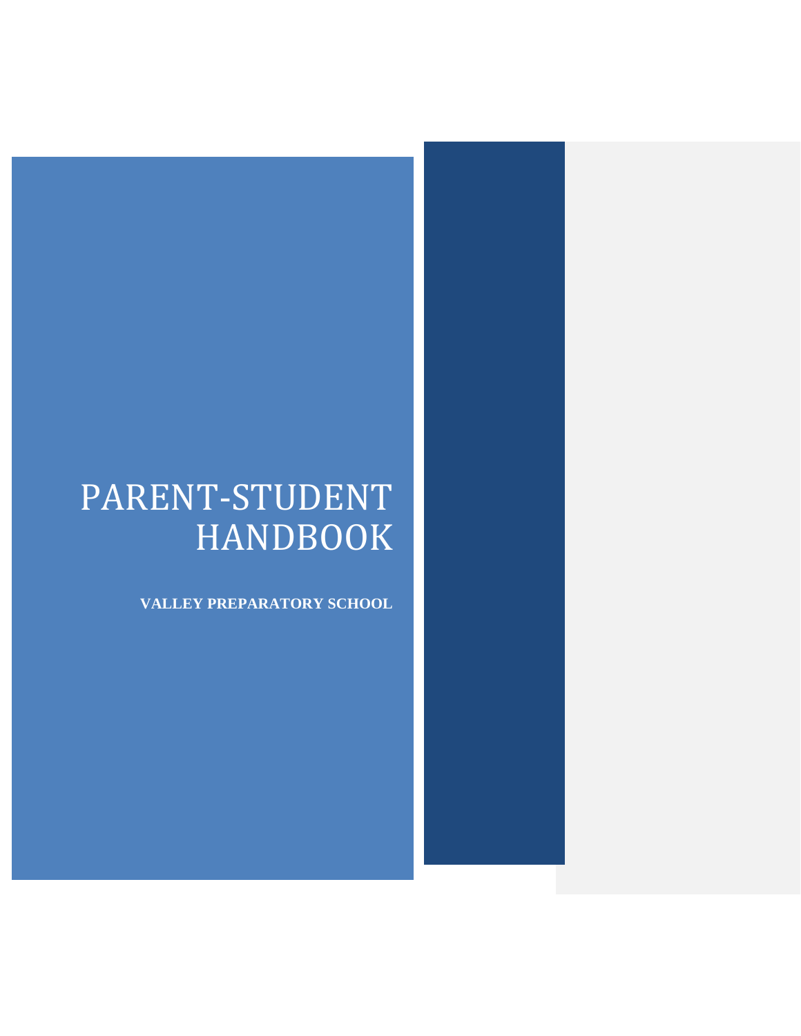# PARENT-STUDENT HANDBOOK

**VALLEY PREPARATORY SCHOOL**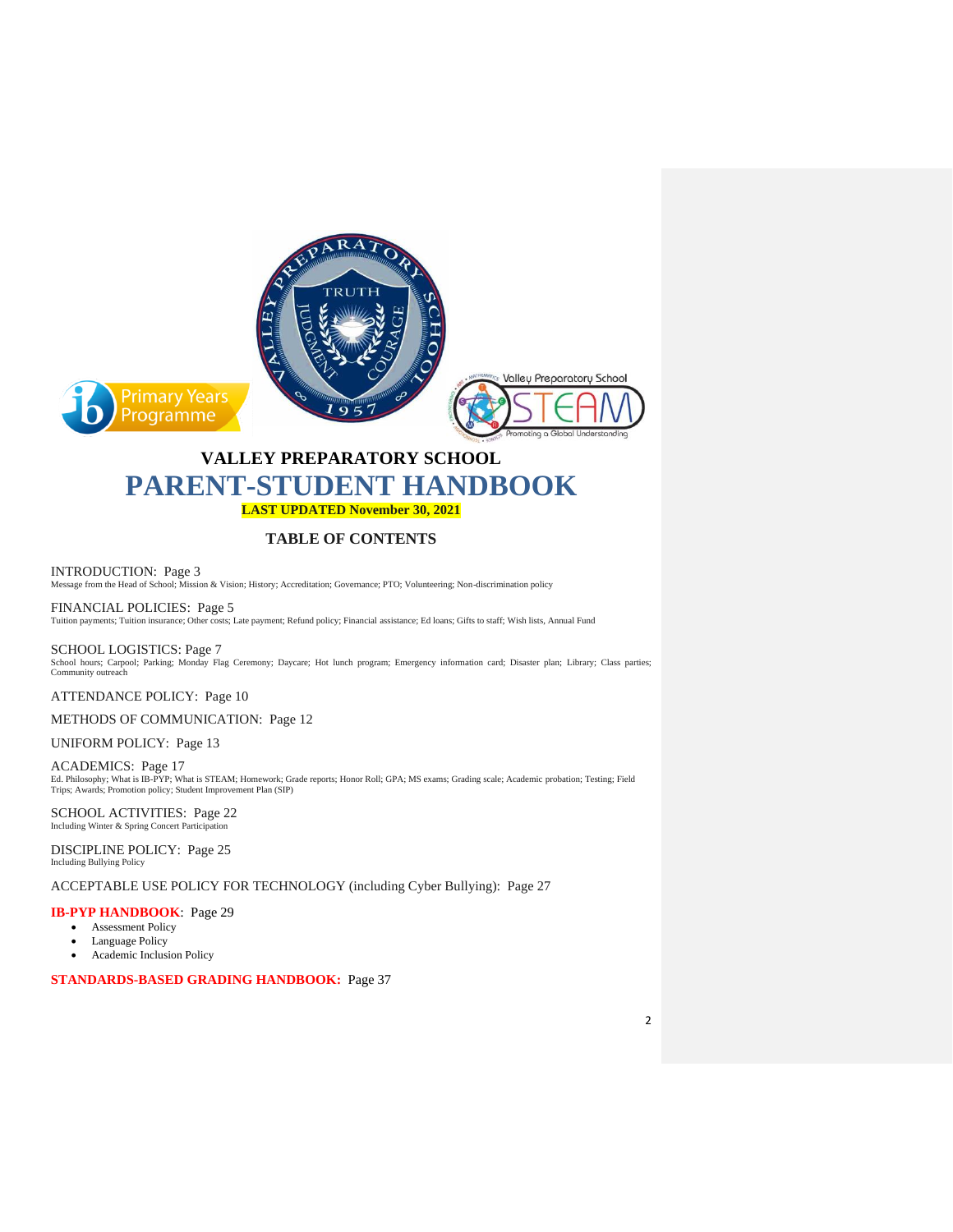# VALLEY PREPARATORY SCHOOL

# PARENT-STUDENT HANDBOOK

**LAST UPDATED November 30, 2021**

## TABLE OF CONTENTS

INTRODUCTION: Page 3
Message from the Head of School; Mission & Vision; History; Accreditation; Governance; PTO; Volunteering; Non-discrimination policy

FINANCIAL POLICIES: Page 5
Tuition payments; Tuition insurance; Other costs; Late payment; Refund policy; Financial assistance; Ed loans; Gifts to staff; Wish lists, Annual Fund

SCHOOL LOGISTICS: Page 7
School hours; Carpool; Parking; Monday Flag Ceremony; Daycare; Hot lunch program; Emergency information card; Disaster plan; Library; Class parties; Community outreach

ATTENDANCE POLICY: Page 10

METHODS OF COMMUNICATION: Page 12

UNIFORM POLICY: Page 13

ACADEMICS: Page 17
Ed. Philosophy; What is IB-PYP; What is STEAM; Homework; Grade reports; Honor Roll; GPA; MS exams; Grading scale; Academic probation; Testing; Field Trips; Awards; Promotion policy; Student Improvement Plan (SIP)

SCHOOL ACTIVITIES: Page 22
Including Winter & Spring Concert Participation

DISCIPLINE POLICY: Page 25
Including Bullying Policy

ACCEPTABLE USE POLICY FOR TECHNOLOGY (including Cyber Bullying): Page 27

**IB-PYP HANDBOOK**: Page 29

- Assessment Policy
- Language Policy
- Academic Inclusion Policy

**STANDARDS-BASED GRADING HANDBOOK:** Page 37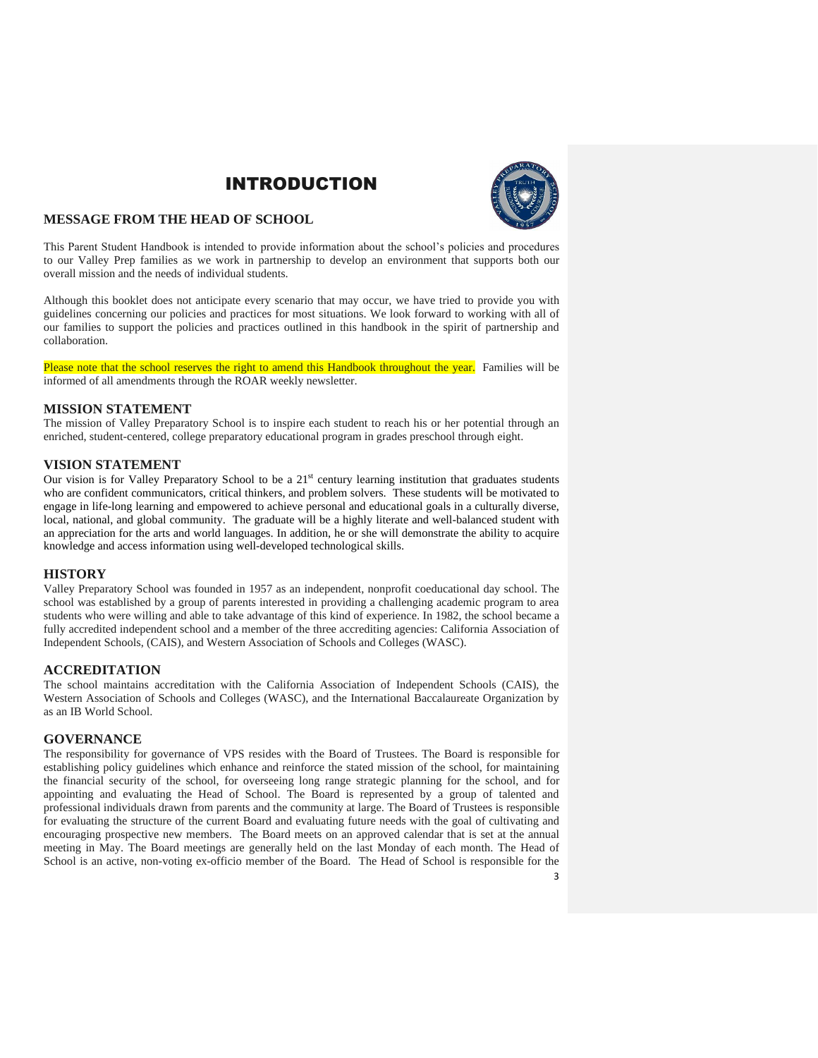# INTRODUCTION

## MESSAGE FROM THE HEAD OF SCHOOL

This Parent Student Handbook is intended to provide information about the school's policies and procedures to our Valley Prep families as we work in partnership to develop an environment that supports both our overall mission and the needs of individual students.

Although this booklet does not anticipate every scenario that may occur, we have tried to provide you with guidelines concerning our policies and practices for most situations. We look forward to working with all of our families to support the policies and practices outlined in this handbook in the spirit of partnership and collaboration.

Please note that the school reserves the right to amend this Handbook throughout the year. Families will be informed of all amendments through the ROAR weekly newsletter.

## MISSION STATEMENT

The mission of Valley Preparatory School is to inspire each student to reach his or her potential through an enriched, student-centered, college preparatory educational program in grades preschool through eight.

## VISION STATEMENT

Our vision is for Valley Preparatory School to be a 21st century learning institution that graduates students who are confident communicators, critical thinkers, and problem solvers. These students will be motivated to engage in life-long learning and empowered to achieve personal and educational goals in a culturally diverse, local, national, and global community. The graduate will be a highly literate and well-balanced student with an appreciation for the arts and world languages. In addition, he or she will demonstrate the ability to acquire knowledge and access information using well-developed technological skills.

## HISTORY

Valley Preparatory School was founded in 1957 as an independent, nonprofit coeducational day school. The school was established by a group of parents interested in providing a challenging academic program to area students who were willing and able to take advantage of this kind of experience. In 1982, the school became a fully accredited independent school and a member of the three accrediting agencies: California Association of Independent Schools, (CAIS), and Western Association of Schools and Colleges (WASC).

## ACCREDITATION

The school maintains accreditation with the California Association of Independent Schools (CAIS), the Western Association of Schools and Colleges (WASC), and the International Baccalaureate Organization by as an IB World School.

## GOVERNANCE

The responsibility for governance of VPS resides with the Board of Trustees. The Board is responsible for establishing policy guidelines which enhance and reinforce the stated mission of the school, for maintaining the financial security of the school, for overseeing long range strategic planning for the school, and for appointing and evaluating the Head of School. The Board is represented by a group of talented and professional individuals drawn from parents and the community at large. The Board of Trustees is responsible for evaluating the structure of the current Board and evaluating future needs with the goal of cultivating and encouraging prospective new members. The Board meets on an approved calendar that is set at the annual meeting in May. The Board meetings are generally held on the last Monday of each month. The Head of School is an active, non-voting ex-officio member of the Board. The Head of School is responsible for the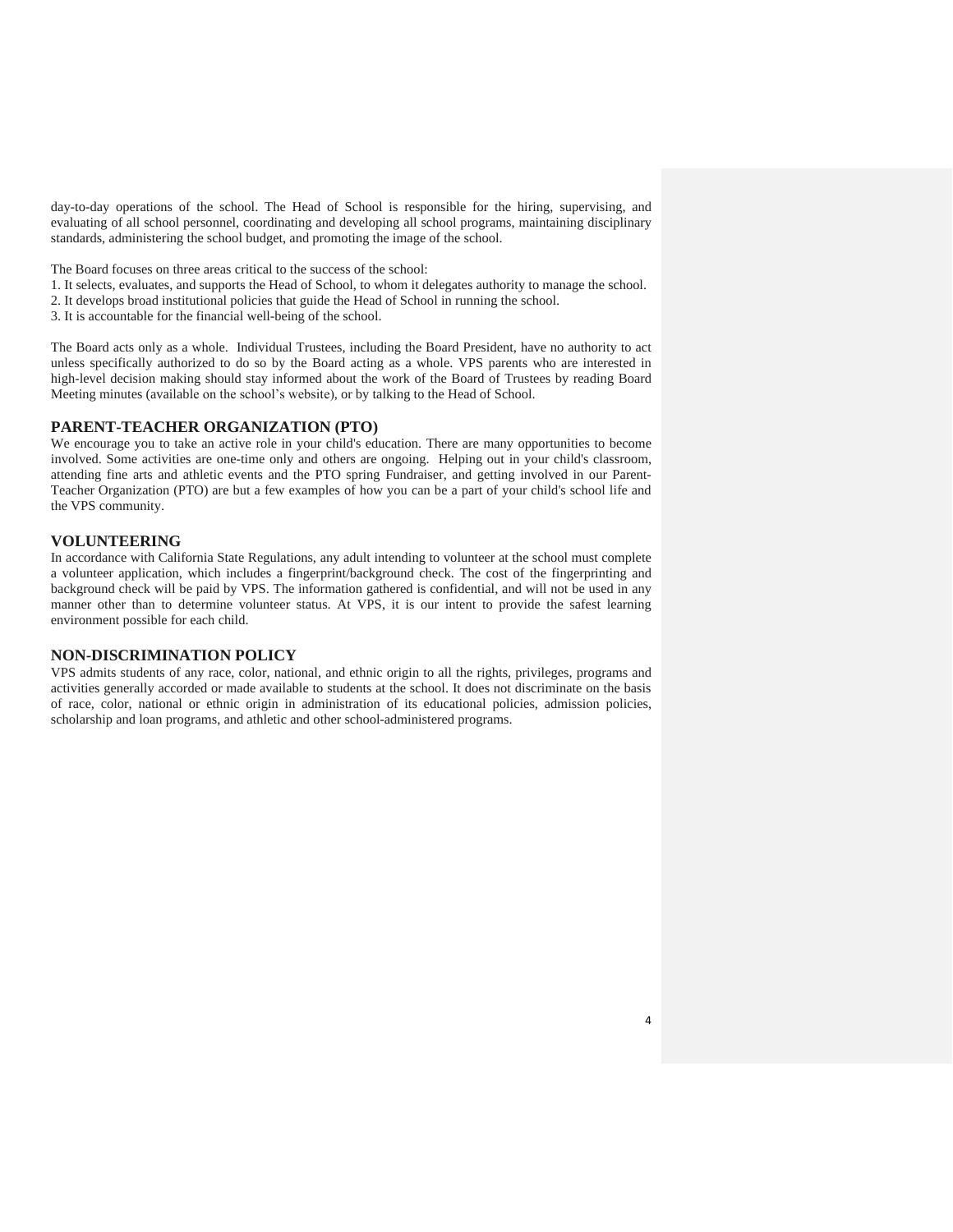day-to-day operations of the school. The Head of School is responsible for the hiring, supervising, and evaluating of all school personnel, coordinating and developing all school programs, maintaining disciplinary standards, administering the school budget, and promoting the image of the school.

The Board focuses on three areas critical to the success of the school:

1. It selects, evaluates, and supports the Head of School, to whom it delegates authority to manage the school.
2. It develops broad institutional policies that guide the Head of School in running the school.
3. It is accountable for the financial well-being of the school.

The Board acts only as a whole. Individual Trustees, including the Board President, have no authority to act unless specifically authorized to do so by the Board acting as a whole. VPS parents who are interested in high-level decision making should stay informed about the work of the Board of Trustees by reading Board Meeting minutes (available on the school's website), or by talking to the Head of School.

## PARENT-TEACHER ORGANIZATION (PTO)

We encourage you to take an active role in your child's education. There are many opportunities to become involved. Some activities are one-time only and others are ongoing. Helping out in your child's classroom, attending fine arts and athletic events and the PTO spring Fundraiser, and getting involved in our Parent-Teacher Organization (PTO) are but a few examples of how you can be a part of your child's school life and the VPS community.

## VOLUNTEERING

In accordance with California State Regulations, any adult intending to volunteer at the school must complete a volunteer application, which includes a fingerprint/background check. The cost of the fingerprinting and background check will be paid by VPS. The information gathered is confidential, and will not be used in any manner other than to determine volunteer status. At VPS, it is our intent to provide the safest learning environment possible for each child.

## NON-DISCRIMINATION POLICY

VPS admits students of any race, color, national, and ethnic origin to all the rights, privileges, programs and activities generally accorded or made available to students at the school. It does not discriminate on the basis of race, color, national or ethnic origin in administration of its educational policies, admission policies, scholarship and loan programs, and athletic and other school-administered programs.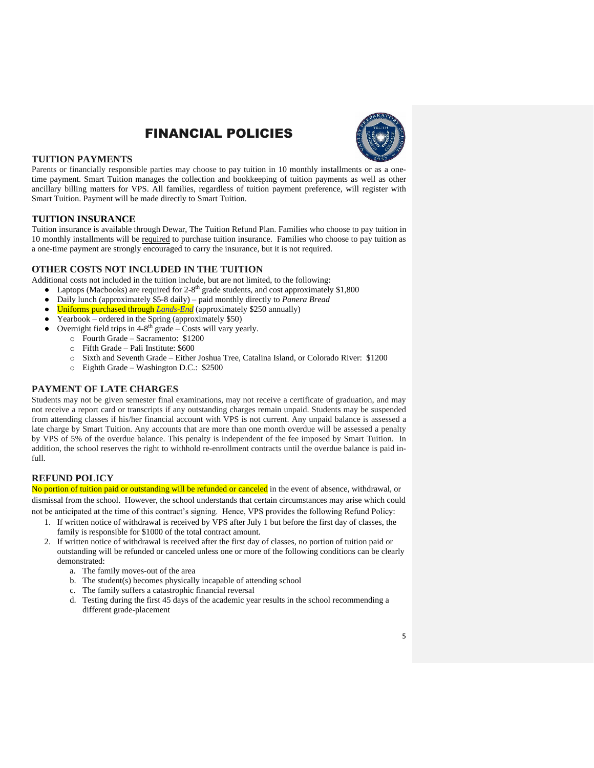# FINANCIAL POLICIES

### TUITION PAYMENTS

Parents or financially responsible parties may choose to pay tuition in 10 monthly installments or as a one-time payment. Smart Tuition manages the collection and bookkeeping of tuition payments as well as other ancillary billing matters for VPS. All families, regardless of tuition payment preference, will register with Smart Tuition. Payment will be made directly to Smart Tuition.

### TUITION INSURANCE

Tuition insurance is available through Dewar, The Tuition Refund Plan. Families who choose to pay tuition in 10 monthly installments will be required to purchase tuition insurance. Families who choose to pay tuition as a one-time payment are strongly encouraged to carry the insurance, but it is not required.

### OTHER COSTS NOT INCLUDED IN THE TUITION

Additional costs not included in the tuition include, but are not limited, to the following:

- Laptops (Macbooks) are required for 2-8th grade students, and cost approximately $1,800
- Daily lunch (approximately $5-8 daily) – paid monthly directly to *Panera Bread*
- Uniforms purchased through *Lands-End* (approximately $250 annually)
- Yearbook – ordered in the Spring (approximately $50)
- Overnight field trips in 4-8th grade – Costs will vary yearly.
  - Fourth Grade – Sacramento: $1200
  - Fifth Grade – Pali Institute: $600
  - Sixth and Seventh Grade – Either Joshua Tree, Catalina Island, or Colorado River: $1200
  - Eighth Grade – Washington D.C.: $2500

### PAYMENT OF LATE CHARGES

Students may not be given semester final examinations, may not receive a certificate of graduation, and may not receive a report card or transcripts if any outstanding charges remain unpaid. Students may be suspended from attending classes if his/her financial account with VPS is not current. Any unpaid balance is assessed a late charge by Smart Tuition. Any accounts that are more than one month overdue will be assessed a penalty by VPS of 5% of the overdue balance. This penalty is independent of the fee imposed by Smart Tuition. In addition, the school reserves the right to withhold re-enrollment contracts until the overdue balance is paid in-full.

### REFUND POLICY

No portion of tuition paid or outstanding will be refunded or canceled in the event of absence, withdrawal, or dismissal from the school. However, the school understands that certain circumstances may arise which could not be anticipated at the time of this contract's signing. Hence, VPS provides the following Refund Policy:

1. If written notice of withdrawal is received by VPS after July 1 but before the first day of classes, the family is responsible for $1000 of the total contract amount.
2. If written notice of withdrawal is received after the first day of classes, no portion of tuition paid or outstanding will be refunded or canceled unless one or more of the following conditions can be clearly demonstrated:
   a. The family moves-out of the area
   b. The student(s) becomes physically incapable of attending school
   c. The family suffers a catastrophic financial reversal
   d. Testing during the first 45 days of the academic year results in the school recommending a different grade-placement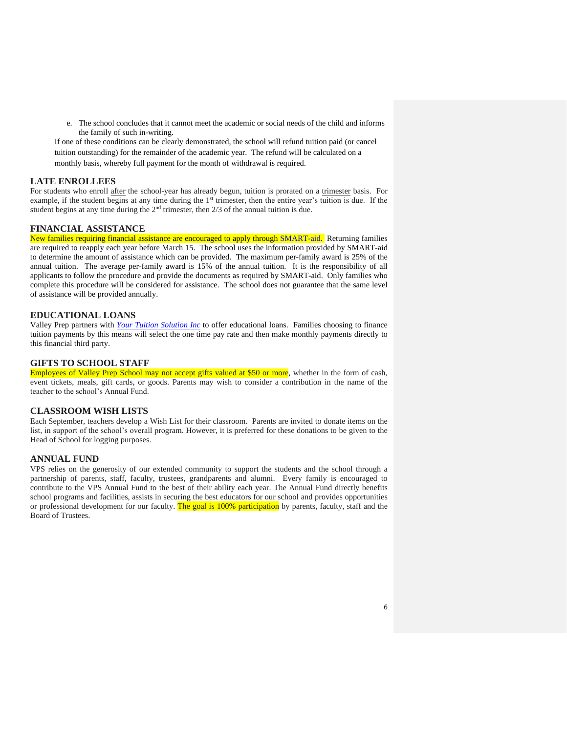e. The school concludes that it cannot meet the academic or social needs of the child and informs the family of such in-writing.

If one of these conditions can be clearly demonstrated, the school will refund tuition paid (or cancel tuition outstanding) for the remainder of the academic year. The refund will be calculated on a monthly basis, whereby full payment for the month of withdrawal is required.

## LATE ENROLLEES

For students who enroll after the school-year has already begun, tuition is prorated on a trimester basis. For example, if the student begins at any time during the 1st trimester, then the entire year's tuition is due. If the student begins at any time during the 2nd trimester, then 2/3 of the annual tuition is due.

## FINANCIAL ASSISTANCE

New families requiring financial assistance are encouraged to apply through SMART-aid. Returning families are required to reapply each year before March 15. The school uses the information provided by SMART-aid to determine the amount of assistance which can be provided. The maximum per-family award is 25% of the annual tuition. The average per-family award is 15% of the annual tuition. It is the responsibility of all applicants to follow the procedure and provide the documents as required by SMART-aid. Only families who complete this procedure will be considered for assistance. The school does not guarantee that the same level of assistance will be provided annually.

## EDUCATIONAL LOANS

Valley Prep partners with *Your Tuition Solution Inc* to offer educational loans. Families choosing to finance tuition payments by this means will select the one time pay rate and then make monthly payments directly to this financial third party.

## GIFTS TO SCHOOL STAFF

Employees of Valley Prep School may not accept gifts valued at $50 or more, whether in the form of cash, event tickets, meals, gift cards, or goods. Parents may wish to consider a contribution in the name of the teacher to the school's Annual Fund.

## CLASSROOM WISH LISTS

Each September, teachers develop a Wish List for their classroom. Parents are invited to donate items on the list, in support of the school's overall program. However, it is preferred for these donations to be given to the Head of School for logging purposes.

## ANNUAL FUND

VPS relies on the generosity of our extended community to support the students and the school through a partnership of parents, staff, faculty, trustees, grandparents and alumni. Every family is encouraged to contribute to the VPS Annual Fund to the best of their ability each year. The Annual Fund directly benefits school programs and facilities, assists in securing the best educators for our school and provides opportunities or professional development for our faculty. The goal is 100% participation by parents, faculty, staff and the Board of Trustees.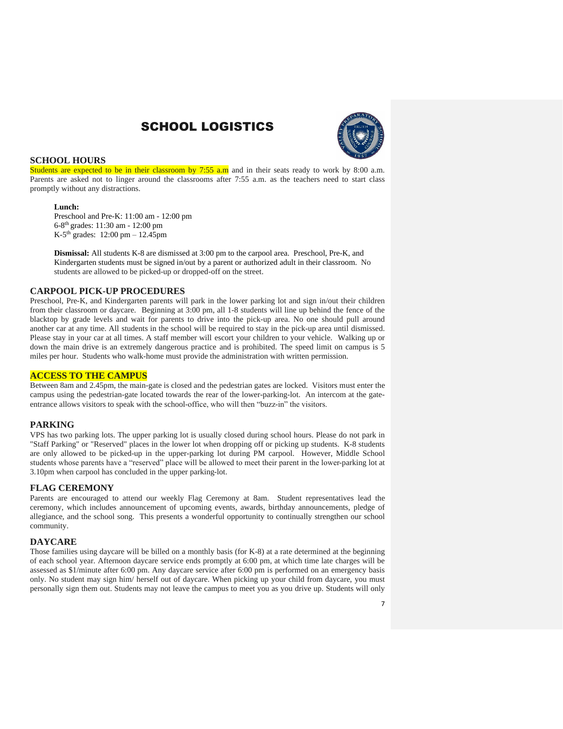# SCHOOL LOGISTICS

## SCHOOL HOURS

Students are expected to be in their classroom by 7:55 a.m and in their seats ready to work by 8:00 a.m. Parents are asked not to linger around the classrooms after 7:55 a.m. as the teachers need to start class promptly without any distractions.

**Lunch:**

Preschool and Pre-K: 11:00 am - 12:00 pm
6-8th grades: 11:30 am - 12:00 pm
K-5th grades: 12:00 pm – 12.45pm

**Dismissal:** All students K-8 are dismissed at 3:00 pm to the carpool area. Preschool, Pre-K, and Kindergarten students must be signed in/out by a parent or authorized adult in their classroom. No students are allowed to be picked-up or dropped-off on the street.

## CARPOOL PICK-UP PROCEDURES

Preschool, Pre-K, and Kindergarten parents will park in the lower parking lot and sign in/out their children from their classroom or daycare. Beginning at 3:00 pm, all 1-8 students will line up behind the fence of the blacktop by grade levels and wait for parents to drive into the pick-up area. No one should pull around another car at any time. All students in the school will be required to stay in the pick-up area until dismissed. Please stay in your car at all times. A staff member will escort your children to your vehicle. Walking up or down the main drive is an extremely dangerous practice and is prohibited. The speed limit on campus is 5 miles per hour. Students who walk-home must provide the administration with written permission.

## ACCESS TO THE CAMPUS

Between 8am and 2.45pm, the main-gate is closed and the pedestrian gates are locked. Visitors must enter the campus using the pedestrian-gate located towards the rear of the lower-parking-lot. An intercom at the gate-entrance allows visitors to speak with the school-office, who will then "buzz-in" the visitors.

## PARKING

VPS has two parking lots. The upper parking lot is usually closed during school hours. Please do not park in "Staff Parking" or "Reserved" places in the lower lot when dropping off or picking up students. K-8 students are only allowed to be picked-up in the upper-parking lot during PM carpool. However, Middle School students whose parents have a "reserved" place will be allowed to meet their parent in the lower-parking lot at 3.10pm when carpool has concluded in the upper parking-lot.

## FLAG CEREMONY

Parents are encouraged to attend our weekly Flag Ceremony at 8am. Student representatives lead the ceremony, which includes announcement of upcoming events, awards, birthday announcements, pledge of allegiance, and the school song. This presents a wonderful opportunity to continually strengthen our school community.

## DAYCARE

Those families using daycare will be billed on a monthly basis (for K-8) at a rate determined at the beginning of each school year. Afternoon daycare service ends promptly at 6:00 pm, at which time late charges will be assessed as $1/minute after 6:00 pm. Any daycare service after 6:00 pm is performed on an emergency basis only. No student may sign him/ herself out of daycare. When picking up your child from daycare, you must personally sign them out. Students may not leave the campus to meet you as you drive up. Students will only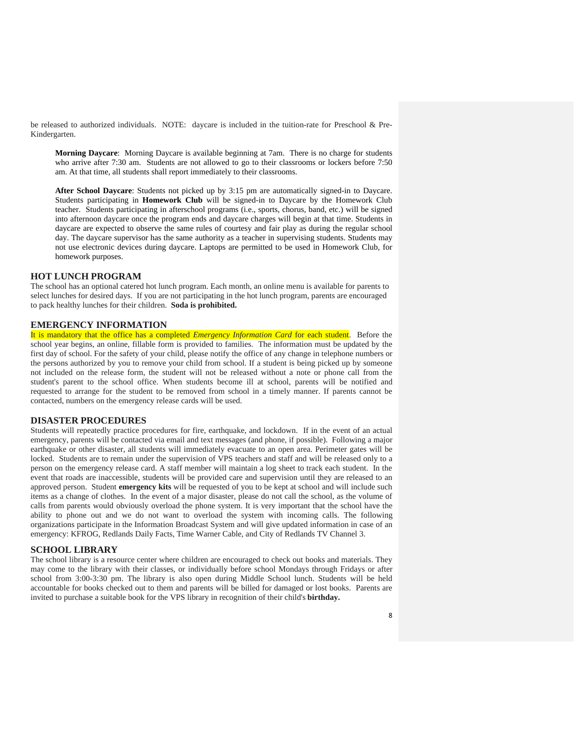be released to authorized individuals. NOTE: daycare is included in the tuition-rate for Preschool & Pre-Kindergarten.

**Morning Daycare**: Morning Daycare is available beginning at 7am. There is no charge for students who arrive after 7:30 am. Students are not allowed to go to their classrooms or lockers before 7:50 am. At that time, all students shall report immediately to their classrooms.

**After School Daycare**: Students not picked up by 3:15 pm are automatically signed-in to Daycare. Students participating in **Homework Club** will be signed-in to Daycare by the Homework Club teacher. Students participating in afterschool programs (i.e., sports, chorus, band, etc.) will be signed into afternoon daycare once the program ends and daycare charges will begin at that time. Students in daycare are expected to observe the same rules of courtesy and fair play as during the regular school day. The daycare supervisor has the same authority as a teacher in supervising students. Students may not use electronic devices during daycare. Laptops are permitted to be used in Homework Club, for homework purposes.

## HOT LUNCH PROGRAM

The school has an optional catered hot lunch program. Each month, an online menu is available for parents to select lunches for desired days. If you are not participating in the hot lunch program, parents are encouraged to pack healthy lunches for their children. **Soda is prohibited.**

## EMERGENCY INFORMATION

It is mandatory that the office has a completed *Emergency Information Card* for each student. Before the school year begins, an online, fillable form is provided to families. The information must be updated by the first day of school. For the safety of your child, please notify the office of any change in telephone numbers or the persons authorized by you to remove your child from school. If a student is being picked up by someone not included on the release form, the student will not be released without a note or phone call from the student's parent to the school office. When students become ill at school, parents will be notified and requested to arrange for the student to be removed from school in a timely manner. If parents cannot be contacted, numbers on the emergency release cards will be used.

## DISASTER PROCEDURES

Students will repeatedly practice procedures for fire, earthquake, and lockdown. If in the event of an actual emergency, parents will be contacted via email and text messages (and phone, if possible). Following a major earthquake or other disaster, all students will immediately evacuate to an open area. Perimeter gates will be locked. Students are to remain under the supervision of VPS teachers and staff and will be released only to a person on the emergency release card. A staff member will maintain a log sheet to track each student. In the event that roads are inaccessible, students will be provided care and supervision until they are released to an approved person. Student **emergency kits** will be requested of you to be kept at school and will include such items as a change of clothes. In the event of a major disaster, please do not call the school, as the volume of calls from parents would obviously overload the phone system. It is very important that the school have the ability to phone out and we do not want to overload the system with incoming calls. The following organizations participate in the Information Broadcast System and will give updated information in case of an emergency: KFROG, Redlands Daily Facts, Time Warner Cable, and City of Redlands TV Channel 3.

## SCHOOL LIBRARY

The school library is a resource center where children are encouraged to check out books and materials. They may come to the library with their classes, or individually before school Mondays through Fridays or after school from 3:00-3:30 pm. The library is also open during Middle School lunch. Students will be held accountable for books checked out to them and parents will be billed for damaged or lost books. Parents are invited to purchase a suitable book for the VPS library in recognition of their child's **birthday.**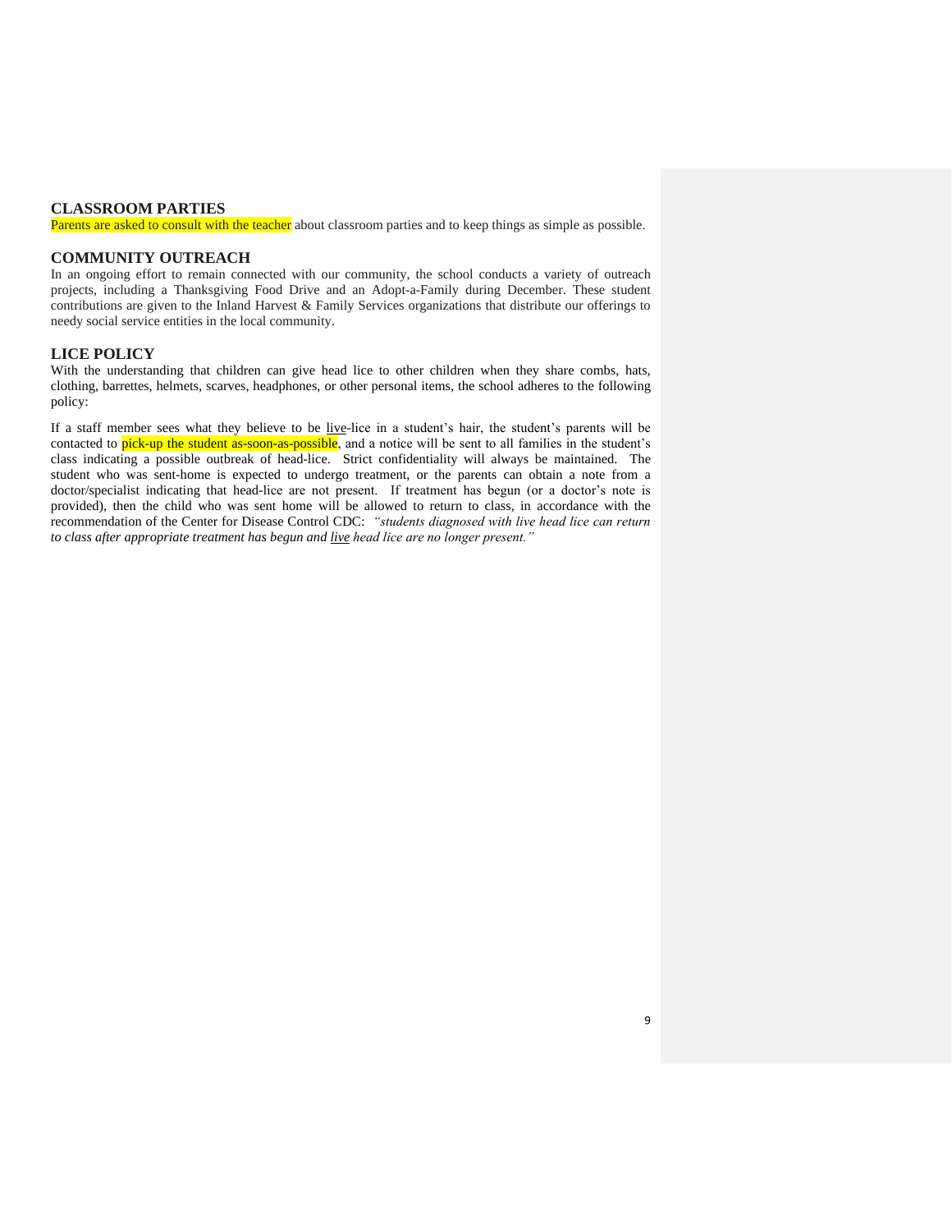## CLASSROOM PARTIES

Parents are asked to consult with the teacher about classroom parties and to keep things as simple as possible.

## COMMUNITY OUTREACH

In an ongoing effort to remain connected with our community, the school conducts a variety of outreach projects, including a Thanksgiving Food Drive and an Adopt-a-Family during December. These student contributions are given to the Inland Harvest & Family Services organizations that distribute our offerings to needy social service entities in the local community.

## LICE POLICY

With the understanding that children can give head lice to other children when they share combs, hats, clothing, barrettes, helmets, scarves, headphones, or other personal items, the school adheres to the following policy:

If a staff member sees what they believe to be live-lice in a student's hair, the student's parents will be contacted to pick-up the student as-soon-as-possible, and a notice will be sent to all families in the student's class indicating a possible outbreak of head-lice. Strict confidentiality will always be maintained. The student who was sent-home is expected to undergo treatment, or the parents can obtain a note from a doctor/specialist indicating that head-lice are not present. If treatment has begun (or a doctor's note is provided), then the child who was sent home will be allowed to return to class, in accordance with the recommendation of the Center for Disease Control CDC: *"students diagnosed with live head lice can return to class after appropriate treatment has begun and live head lice are no longer present."*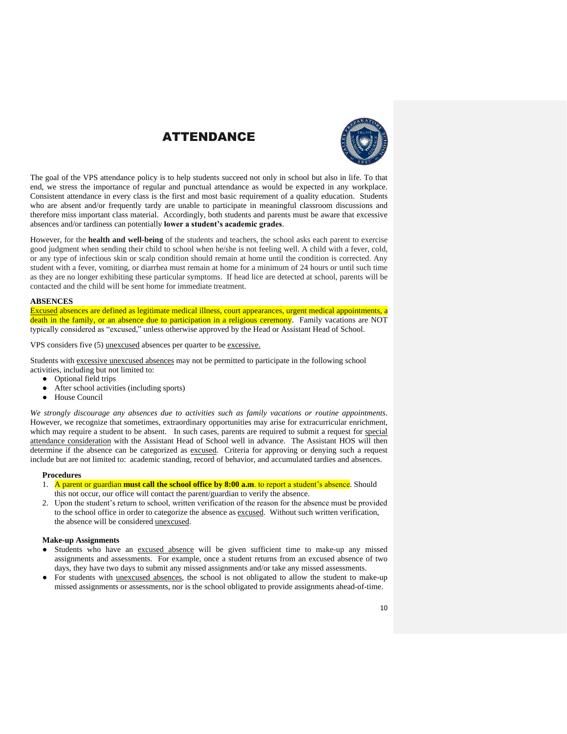# ATTENDANCE

The goal of the VPS attendance policy is to help students succeed not only in school but also in life. To that end, we stress the importance of regular and punctual attendance as would be expected in any workplace. Consistent attendance in every class is the first and most basic requirement of a quality education. Students who are absent and/or frequently tardy are unable to participate in meaningful classroom discussions and therefore miss important class material. Accordingly, both students and parents must be aware that excessive absences and/or tardiness can potentially **lower a student's academic grades**.

However, for the **health and well-being** of the students and teachers, the school asks each parent to exercise good judgment when sending their child to school when he/she is not feeling well. A child with a fever, cold, or any type of infectious skin or scalp condition should remain at home until the condition is corrected. Any student with a fever, vomiting, or diarrhea must remain at home for a minimum of 24 hours or until such time as they are no longer exhibiting these particular symptoms. If head lice are detected at school, parents will be contacted and the child will be sent home for immediate treatment.

**ABSENCES**

Excused absences are defined as legitimate medical illness, court appearances, urgent medical appointments, a death in the family, or an absence due to participation in a religious ceremony. Family vacations are NOT typically considered as "excused," unless otherwise approved by the Head or Assistant Head of School.

VPS considers five (5) unexcused absences per quarter to be excessive.

Students with excessive unexcused absences may not be permitted to participate in the following school activities, including but not limited to:

- Optional field trips
- After school activities (including sports)
- House Council

*We strongly discourage any absences due to activities such as family vacations or routine appointments*. However, we recognize that sometimes, extraordinary opportunities may arise for extracurricular enrichment, which may require a student to be absent. In such cases, parents are required to submit a request for special attendance consideration with the Assistant Head of School well in advance. The Assistant HOS will then determine if the absence can be categorized as excused. Criteria for approving or denying such a request include but are not limited to: academic standing, record of behavior, and accumulated tardies and absences.

**Procedures**

1. A parent or guardian **must call the school office by 8:00 a.m**. to report a student's absence. Should this not occur, our office will contact the parent/guardian to verify the absence.
2. Upon the student's return to school, written verification of the reason for the absence must be provided to the school office in order to categorize the absence as excused. Without such written verification, the absence will be considered unexcused.

**Make-up Assignments**

- Students who have an excused absence will be given sufficient time to make-up any missed assignments and assessments. For example, once a student returns from an excused absence of two days, they have two days to submit any missed assignments and/or take any missed assessments.
- For students with unexcused absences, the school is not obligated to allow the student to make-up missed assignments or assessments, nor is the school obligated to provide assignments ahead-of-time.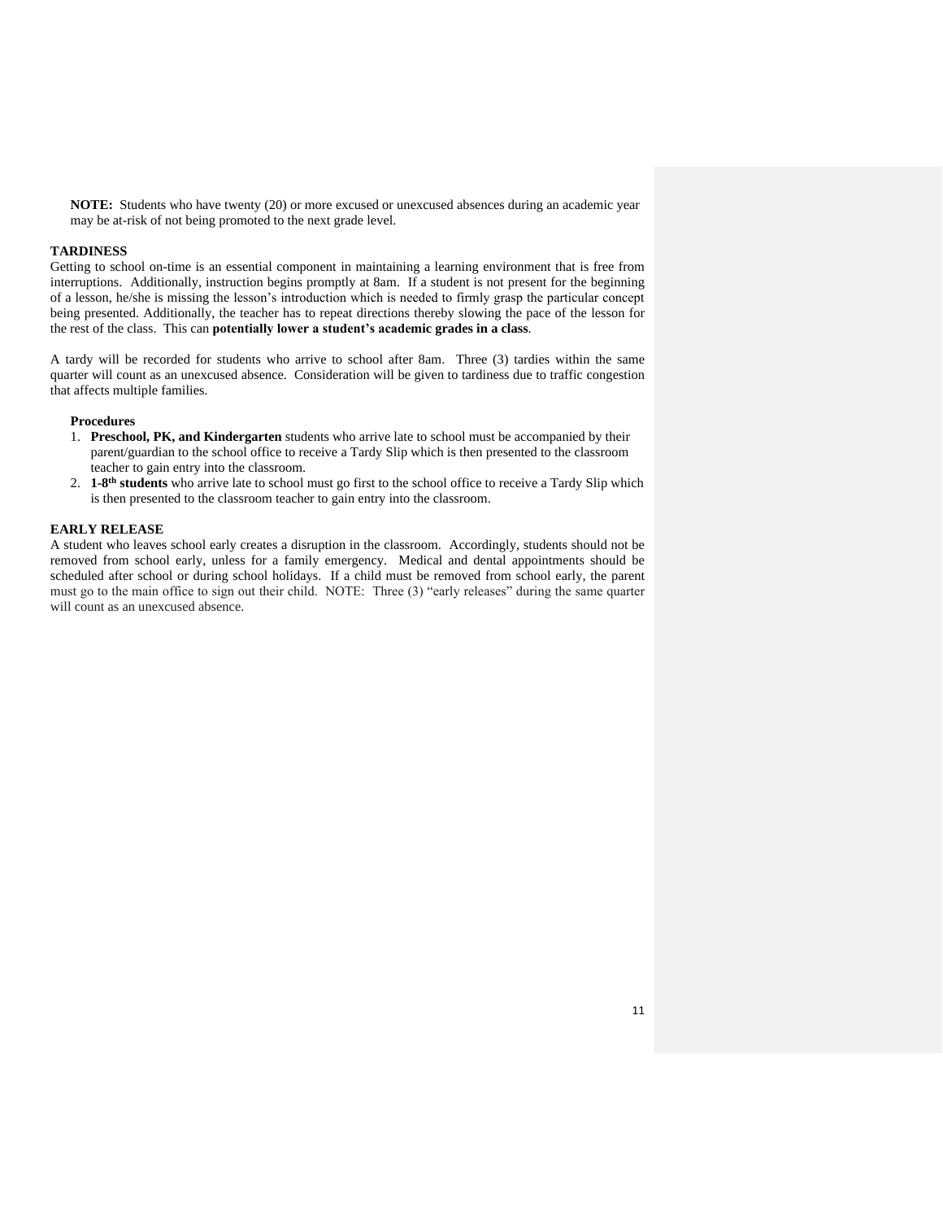**NOTE:** Students who have twenty (20) or more excused or unexcused absences during an academic year may be at-risk of not being promoted to the next grade level.

## TARDINESS

Getting to school on-time is an essential component in maintaining a learning environment that is free from interruptions. Additionally, instruction begins promptly at 8am. If a student is not present for the beginning of a lesson, he/she is missing the lesson's introduction which is needed to firmly grasp the particular concept being presented. Additionally, the teacher has to repeat directions thereby slowing the pace of the lesson for the rest of the class. This can **potentially lower a student's academic grades in a class**.

A tardy will be recorded for students who arrive to school after 8am. Three (3) tardies within the same quarter will count as an unexcused absence. Consideration will be given to tardiness due to traffic congestion that affects multiple families.

### Procedures

1. **Preschool, PK, and Kindergarten** students who arrive late to school must be accompanied by their parent/guardian to the school office to receive a Tardy Slip which is then presented to the classroom teacher to gain entry into the classroom.
2. **1-8th students** who arrive late to school must go first to the school office to receive a Tardy Slip which is then presented to the classroom teacher to gain entry into the classroom.

## EARLY RELEASE

A student who leaves school early creates a disruption in the classroom. Accordingly, students should not be removed from school early, unless for a family emergency. Medical and dental appointments should be scheduled after school or during school holidays. If a child must be removed from school early, the parent must go to the main office to sign out their child. NOTE: Three (3) "early releases" during the same quarter will count as an unexcused absence.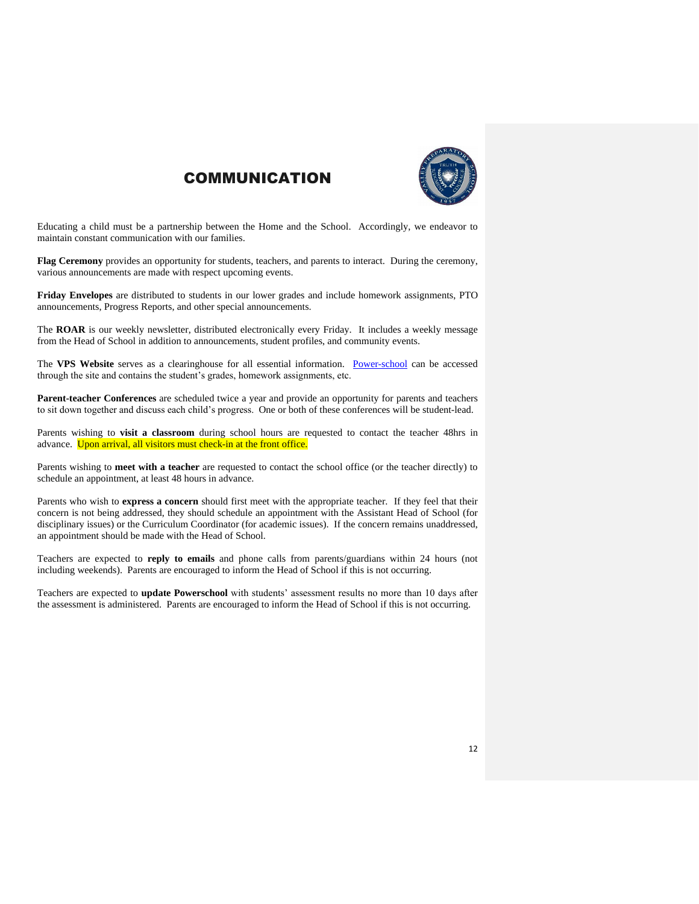# COMMUNICATION

Educating a child must be a partnership between the Home and the School. Accordingly, we endeavor to maintain constant communication with our families.

**Flag Ceremony** provides an opportunity for students, teachers, and parents to interact. During the ceremony, various announcements are made with respect upcoming events.

**Friday Envelopes** are distributed to students in our lower grades and include homework assignments, PTO announcements, Progress Reports, and other special announcements.

The **ROAR** is our weekly newsletter, distributed electronically every Friday. It includes a weekly message from the Head of School in addition to announcements, student profiles, and community events.

The **VPS Website** serves as a clearinghouse for all essential information. Power-school can be accessed through the site and contains the student's grades, homework assignments, etc.

**Parent-teacher Conferences** are scheduled twice a year and provide an opportunity for parents and teachers to sit down together and discuss each child's progress. One or both of these conferences will be student-lead.

Parents wishing to **visit a classroom** during school hours are requested to contact the teacher 48hrs in advance. Upon arrival, all visitors must check-in at the front office.

Parents wishing to **meet with a teacher** are requested to contact the school office (or the teacher directly) to schedule an appointment, at least 48 hours in advance.

Parents who wish to **express a concern** should first meet with the appropriate teacher. If they feel that their concern is not being addressed, they should schedule an appointment with the Assistant Head of School (for disciplinary issues) or the Curriculum Coordinator (for academic issues). If the concern remains unaddressed, an appointment should be made with the Head of School.

Teachers are expected to **reply to emails** and phone calls from parents/guardians within 24 hours (not including weekends). Parents are encouraged to inform the Head of School if this is not occurring.

Teachers are expected to **update Powerschool** with students' assessment results no more than 10 days after the assessment is administered. Parents are encouraged to inform the Head of School if this is not occurring.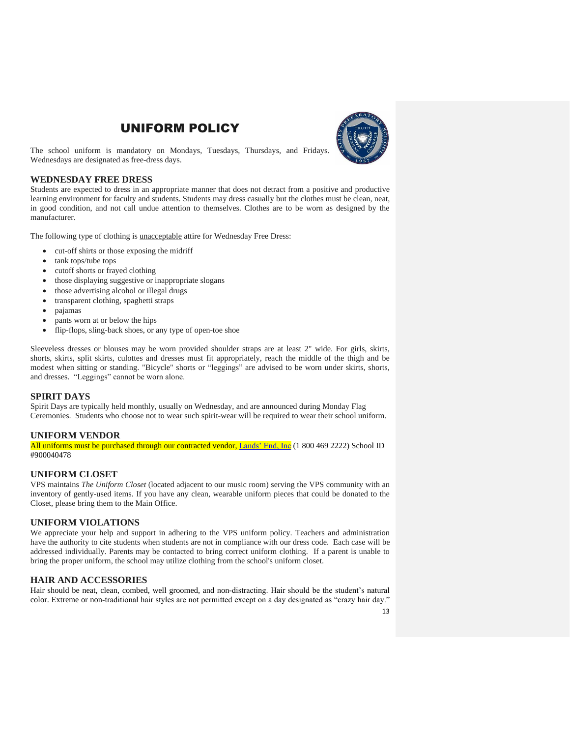# UNIFORM POLICY

The school uniform is mandatory on Mondays, Tuesdays, Thursdays, and Fridays. Wednesdays are designated as free-dress days.

### WEDNESDAY FREE DRESS

Students are expected to dress in an appropriate manner that does not detract from a positive and productive learning environment for faculty and students. Students may dress casually but the clothes must be clean, neat, in good condition, and not call undue attention to themselves. Clothes are to be worn as designed by the manufacturer.

The following type of clothing is unacceptable attire for Wednesday Free Dress:

- cut-off shirts or those exposing the midriff
- tank tops/tube tops
- cutoff shorts or frayed clothing
- those displaying suggestive or inappropriate slogans
- those advertising alcohol or illegal drugs
- transparent clothing, spaghetti straps
- pajamas
- pants worn at or below the hips
- flip-flops, sling-back shoes, or any type of open-toe shoe

Sleeveless dresses or blouses may be worn provided shoulder straps are at least 2" wide. For girls, skirts, shorts, skirts, split skirts, culottes and dresses must fit appropriately, reach the middle of the thigh and be modest when sitting or standing. "Bicycle" shorts or "leggings" are advised to be worn under skirts, shorts, and dresses. "Leggings" cannot be worn alone.

### SPIRIT DAYS

Spirit Days are typically held monthly, usually on Wednesday, and are announced during Monday Flag Ceremonies. Students who choose not to wear such spirit-wear will be required to wear their school uniform.

### UNIFORM VENDOR

All uniforms must be purchased through our contracted vendor, Lands' End, Inc (1 800 469 2222) School ID #900040478

### UNIFORM CLOSET

VPS maintains *The Uniform Closet* (located adjacent to our music room) serving the VPS community with an inventory of gently-used items. If you have any clean, wearable uniform pieces that could be donated to the Closet, please bring them to the Main Office.

### UNIFORM VIOLATIONS

We appreciate your help and support in adhering to the VPS uniform policy. Teachers and administration have the authority to cite students when students are not in compliance with our dress code. Each case will be addressed individually. Parents may be contacted to bring correct uniform clothing. If a parent is unable to bring the proper uniform, the school may utilize clothing from the school's uniform closet.

### HAIR AND ACCESSORIES

Hair should be neat, clean, combed, well groomed, and non-distracting. Hair should be the student's natural color. Extreme or non-traditional hair styles are not permitted except on a day designated as "crazy hair day."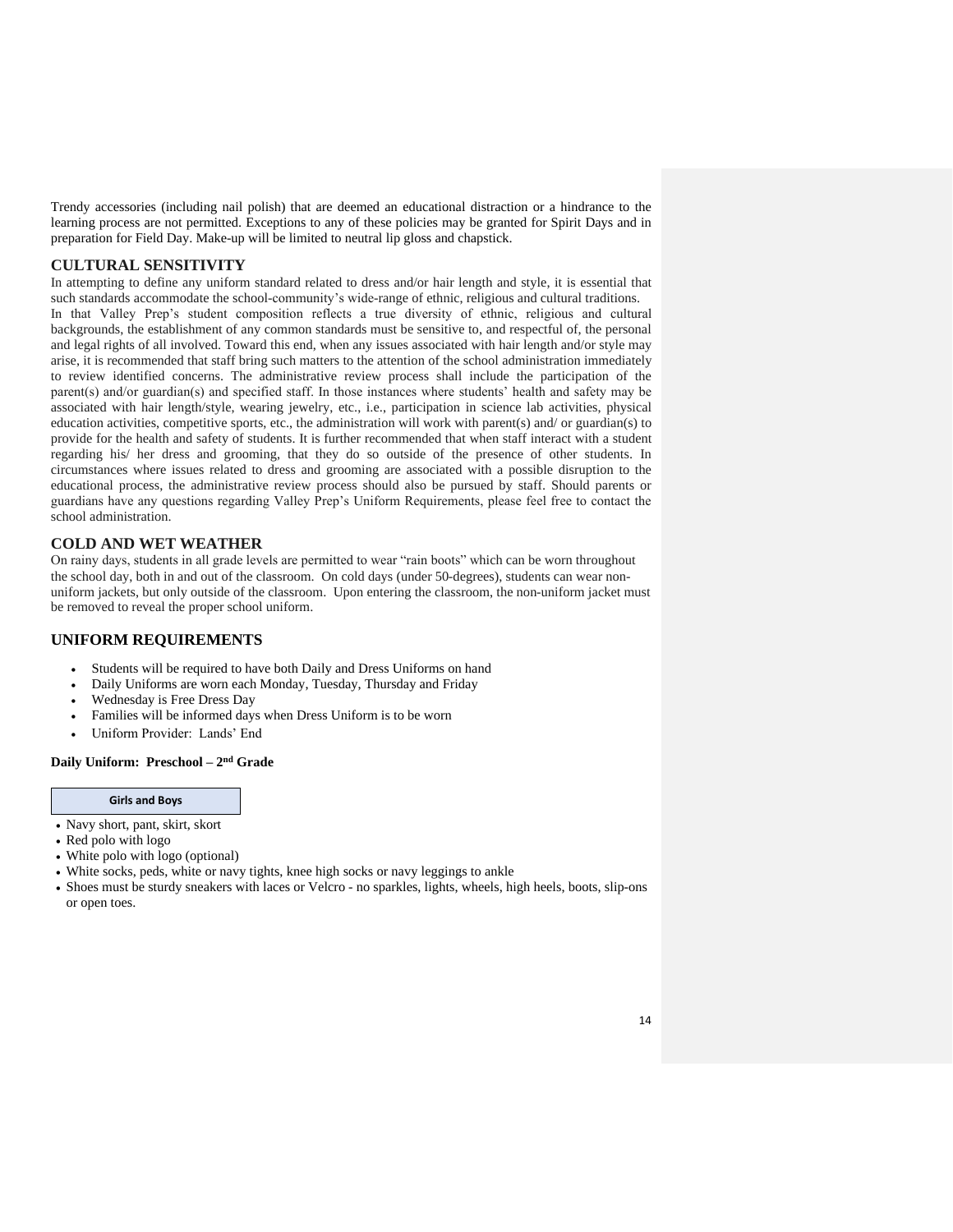Trendy accessories (including nail polish) that are deemed an educational distraction or a hindrance to the learning process are not permitted. Exceptions to any of these policies may be granted for Spirit Days and in preparation for Field Day. Make-up will be limited to neutral lip gloss and chapstick.

## CULTURAL SENSITIVITY

In attempting to define any uniform standard related to dress and/or hair length and style, it is essential that such standards accommodate the school-community's wide-range of ethnic, religious and cultural traditions.
In that Valley Prep's student composition reflects a true diversity of ethnic, religious and cultural backgrounds, the establishment of any common standards must be sensitive to, and respectful of, the personal and legal rights of all involved. Toward this end, when any issues associated with hair length and/or style may arise, it is recommended that staff bring such matters to the attention of the school administration immediately to review identified concerns. The administrative review process shall include the participation of the parent(s) and/or guardian(s) and specified staff. In those instances where students' health and safety may be associated with hair length/style, wearing jewelry, etc., i.e., participation in science lab activities, physical education activities, competitive sports, etc., the administration will work with parent(s) and/ or guardian(s) to provide for the health and safety of students. It is further recommended that when staff interact with a student regarding his/ her dress and grooming, that they do so outside of the presence of other students. In circumstances where issues related to dress and grooming are associated with a possible disruption to the educational process, the administrative review process should also be pursued by staff. Should parents or guardians have any questions regarding Valley Prep's Uniform Requirements, please feel free to contact the school administration.

## COLD AND WET WEATHER

On rainy days, students in all grade levels are permitted to wear "rain boots" which can be worn throughout the school day, both in and out of the classroom. On cold days (under 50-degrees), students can wear non-uniform jackets, but only outside of the classroom. Upon entering the classroom, the non-uniform jacket must be removed to reveal the proper school uniform.

## UNIFORM REQUIREMENTS

- Students will be required to have both Daily and Dress Uniforms on hand
- Daily Uniforms are worn each Monday, Tuesday, Thursday and Friday
- Wednesday is Free Dress Day
- Families will be informed days when Dress Uniform is to be worn
- Uniform Provider: Lands' End

**Daily Uniform: Preschool – 2nd Grade**

| Girls and Boys |
|---|

- Navy short, pant, skirt, skort
- Red polo with logo
- White polo with logo (optional)
- White socks, peds, white or navy tights, knee high socks or navy leggings to ankle
- Shoes must be sturdy sneakers with laces or Velcro - no sparkles, lights, wheels, high heels, boots, slip-ons or open toes.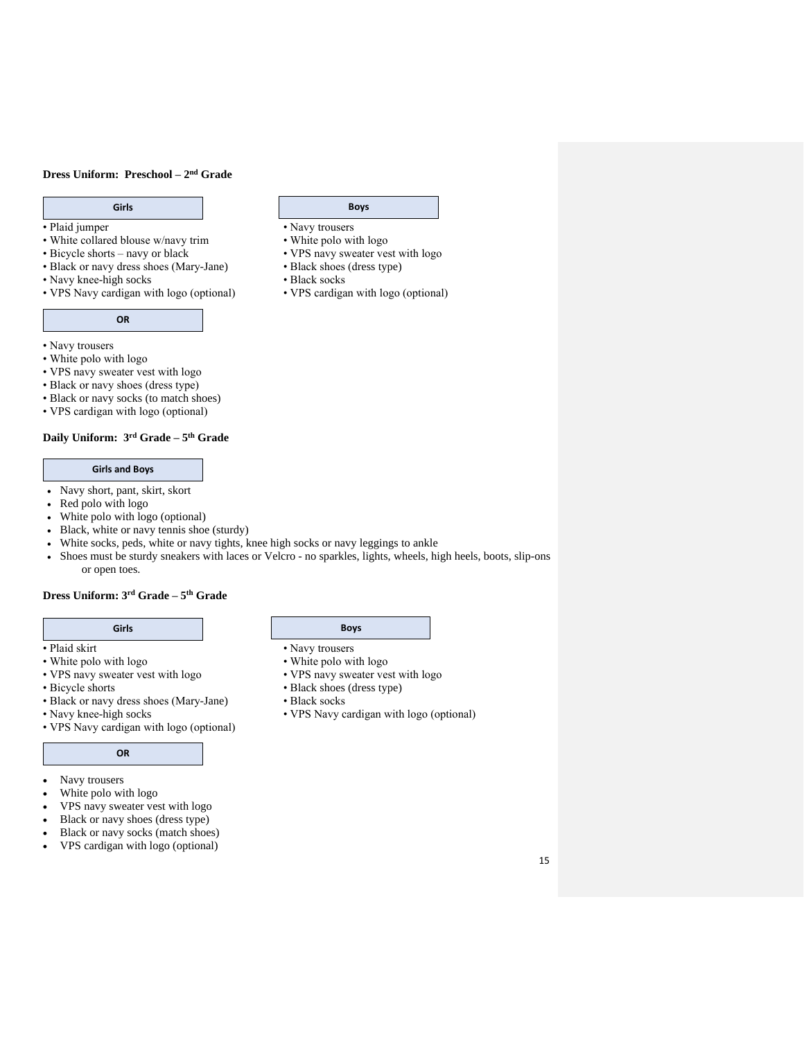### Dress Uniform: Preschool – 2nd Grade

**Girls**

- Plaid jumper
- White collared blouse w/navy trim
- Bicycle shorts – navy or black
- Black or navy dress shoes (Mary-Jane)
- Navy knee-high socks
- VPS Navy cardigan with logo (optional)

**OR**

- Navy trousers
- White polo with logo
- VPS navy sweater vest with logo
- Black or navy shoes (dress type)
- Black or navy socks (to match shoes)
- VPS cardigan with logo (optional)

**Boys**

- Navy trousers
- White polo with logo
- VPS navy sweater vest with logo
- Black shoes (dress type)
- Black socks
- VPS cardigan with logo (optional)

### Daily Uniform: 3rd Grade – 5th Grade

**Girls and Boys**

- Navy short, pant, skirt, skort
- Red polo with logo
- White polo with logo (optional)
- Black, white or navy tennis shoe (sturdy)
- White socks, peds, white or navy tights, knee high socks or navy leggings to ankle
- Shoes must be sturdy sneakers with laces or Velcro - no sparkles, lights, wheels, high heels, boots, slip-ons or open toes.

### Dress Uniform: 3rd Grade – 5th Grade

**Girls**

- Plaid skirt
- White polo with logo
- VPS navy sweater vest with logo
- Bicycle shorts
- Black or navy dress shoes (Mary-Jane)
- Navy knee-high socks
- VPS Navy cardigan with logo (optional)

**OR**

- Navy trousers
- White polo with logo
- VPS navy sweater vest with logo
- Black or navy shoes (dress type)
- Black or navy socks (match shoes)
- VPS cardigan with logo (optional)

**Boys**

- Navy trousers
- White polo with logo
- VPS navy sweater vest with logo
- Black shoes (dress type)
- Black socks
- VPS Navy cardigan with logo (optional)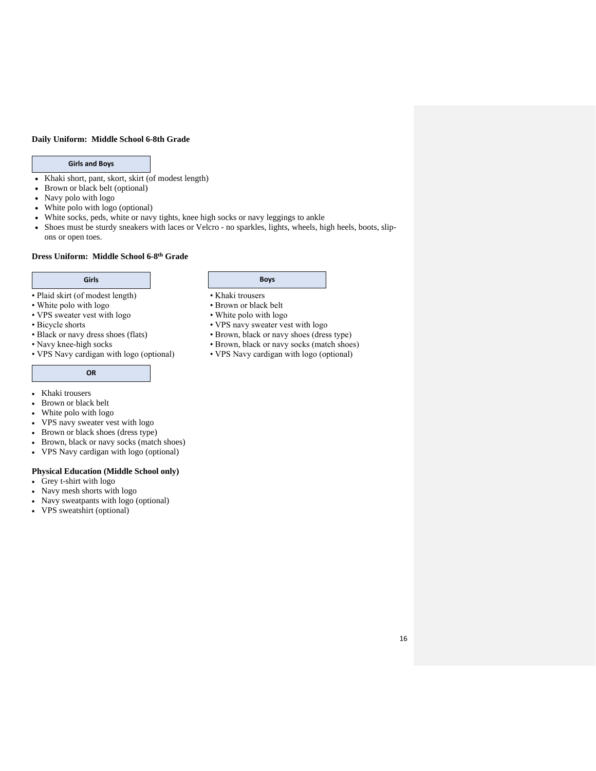**Daily Uniform: Middle School 6-8th Grade**

**Girls and Boys**

- Khaki short, pant, skort, skirt (of modest length)
- Brown or black belt (optional)
- Navy polo with logo
- White polo with logo (optional)
- White socks, peds, white or navy tights, knee high socks or navy leggings to ankle
- Shoes must be sturdy sneakers with laces or Velcro - no sparkles, lights, wheels, high heels, boots, slip-ons or open toes.

**Dress Uniform: Middle School 6-8th Grade**

**Girls**

- Plaid skirt (of modest length)
- White polo with logo
- VPS sweater vest with logo
- Bicycle shorts
- Black or navy dress shoes (flats)
- Navy knee-high socks
- VPS Navy cardigan with logo (optional)

**OR**

- Khaki trousers
- Brown or black belt
- White polo with logo
- VPS navy sweater vest with logo
- Brown or black shoes (dress type)
- Brown, black or navy socks (match shoes)
- VPS Navy cardigan with logo (optional)

**Boys**

- Khaki trousers
- Brown or black belt
- White polo with logo
- VPS navy sweater vest with logo
- Brown, black or navy shoes (dress type)
- Brown, black or navy socks (match shoes)
- VPS Navy cardigan with logo (optional)

**Physical Education (Middle School only)**

- Grey t-shirt with logo
- Navy mesh shorts with logo
- Navy sweatpants with logo (optional)
- VPS sweatshirt (optional)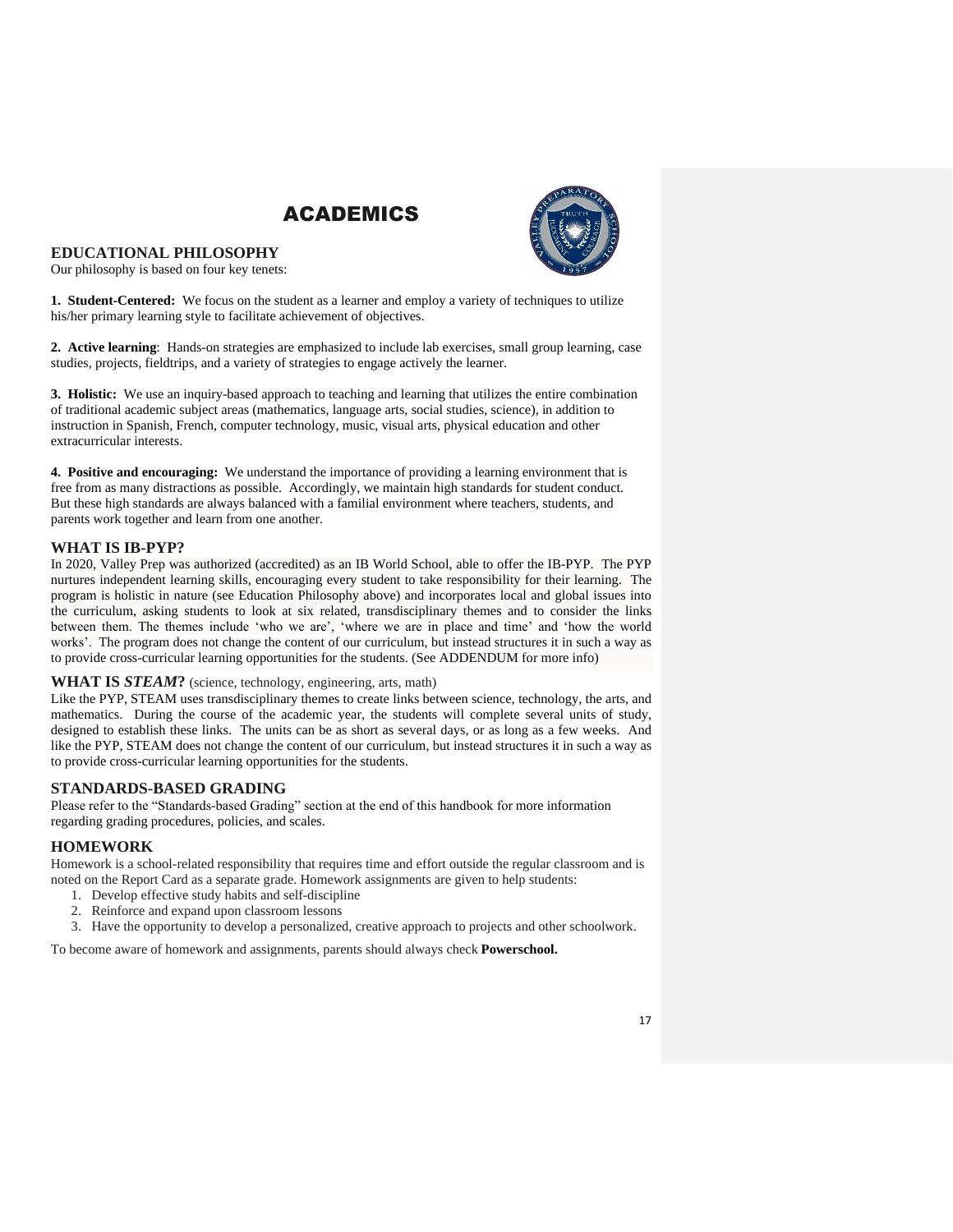# ACADEMICS

## EDUCATIONAL PHILOSOPHY

Our philosophy is based on four key tenets:

**1. Student-Centered:** We focus on the student as a learner and employ a variety of techniques to utilize his/her primary learning style to facilitate achievement of objectives.

**2. Active learning**: Hands-on strategies are emphasized to include lab exercises, small group learning, case studies, projects, fieldtrips, and a variety of strategies to engage actively the learner.

**3. Holistic:** We use an inquiry-based approach to teaching and learning that utilizes the entire combination of traditional academic subject areas (mathematics, language arts, social studies, science), in addition to instruction in Spanish, French, computer technology, music, visual arts, physical education and other extracurricular interests.

**4. Positive and encouraging:** We understand the importance of providing a learning environment that is free from as many distractions as possible. Accordingly, we maintain high standards for student conduct. But these high standards are always balanced with a familial environment where teachers, students, and parents work together and learn from one another.

## WHAT IS IB-PYP?

In 2020, Valley Prep was authorized (accredited) as an IB World School, able to offer the IB-PYP. The PYP nurtures independent learning skills, encouraging every student to take responsibility for their learning. The program is holistic in nature (see Education Philosophy above) and incorporates local and global issues into the curriculum, asking students to look at six related, transdisciplinary themes and to consider the links between them. The themes include 'who we are', 'where we are in place and time' and 'how the world works'. The program does not change the content of our curriculum, but instead structures it in such a way as to provide cross-curricular learning opportunities for the students. (See ADDENDUM for more info)

## WHAT IS *STEAM*? (science, technology, engineering, arts, math)

Like the PYP, STEAM uses transdisciplinary themes to create links between science, technology, the arts, and mathematics. During the course of the academic year, the students will complete several units of study, designed to establish these links. The units can be as short as several days, or as long as a few weeks. And like the PYP, STEAM does not change the content of our curriculum, but instead structures it in such a way as to provide cross-curricular learning opportunities for the students.

## STANDARDS-BASED GRADING

Please refer to the "Standards-based Grading" section at the end of this handbook for more information regarding grading procedures, policies, and scales.

## HOMEWORK

Homework is a school-related responsibility that requires time and effort outside the regular classroom and is noted on the Report Card as a separate grade. Homework assignments are given to help students:

1. Develop effective study habits and self-discipline
2. Reinforce and expand upon classroom lessons
3. Have the opportunity to develop a personalized, creative approach to projects and other schoolwork.

To become aware of homework and assignments, parents should always check **Powerschool.**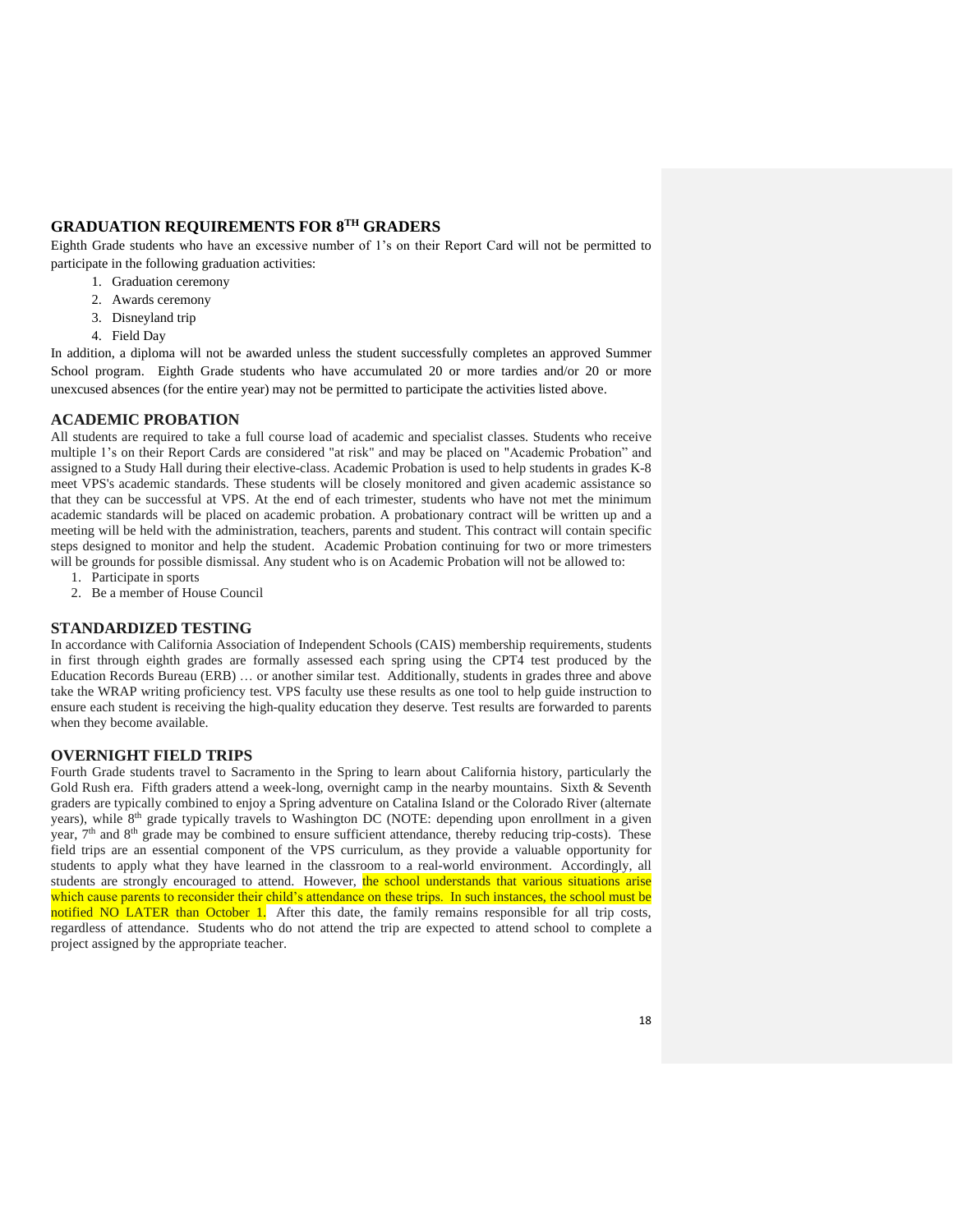## GRADUATION REQUIREMENTS FOR 8TH GRADERS

Eighth Grade students who have an excessive number of 1's on their Report Card will not be permitted to participate in the following graduation activities:

1. Graduation ceremony
2. Awards ceremony
3. Disneyland trip
4. Field Day

In addition, a diploma will not be awarded unless the student successfully completes an approved Summer School program. Eighth Grade students who have accumulated 20 or more tardies and/or 20 or more unexcused absences (for the entire year) may not be permitted to participate the activities listed above.

## ACADEMIC PROBATION

All students are required to take a full course load of academic and specialist classes. Students who receive multiple 1's on their Report Cards are considered "at risk" and may be placed on "Academic Probation" and assigned to a Study Hall during their elective-class. Academic Probation is used to help students in grades K-8 meet VPS's academic standards. These students will be closely monitored and given academic assistance so that they can be successful at VPS. At the end of each trimester, students who have not met the minimum academic standards will be placed on academic probation. A probationary contract will be written up and a meeting will be held with the administration, teachers, parents and student. This contract will contain specific steps designed to monitor and help the student. Academic Probation continuing for two or more trimesters will be grounds for possible dismissal. Any student who is on Academic Probation will not be allowed to:

1. Participate in sports
2. Be a member of House Council

## STANDARDIZED TESTING

In accordance with California Association of Independent Schools (CAIS) membership requirements, students in first through eighth grades are formally assessed each spring using the CPT4 test produced by the Education Records Bureau (ERB) … or another similar test. Additionally, students in grades three and above take the WRAP writing proficiency test. VPS faculty use these results as one tool to help guide instruction to ensure each student is receiving the high-quality education they deserve. Test results are forwarded to parents when they become available.

## OVERNIGHT FIELD TRIPS

Fourth Grade students travel to Sacramento in the Spring to learn about California history, particularly the Gold Rush era. Fifth graders attend a week-long, overnight camp in the nearby mountains. Sixth & Seventh graders are typically combined to enjoy a Spring adventure on Catalina Island or the Colorado River (alternate years), while 8th grade typically travels to Washington DC (NOTE: depending upon enrollment in a given year, 7th and 8th grade may be combined to ensure sufficient attendance, thereby reducing trip-costs). These field trips are an essential component of the VPS curriculum, as they provide a valuable opportunity for students to apply what they have learned in the classroom to a real-world environment. Accordingly, all students are strongly encouraged to attend. However, the school understands that various situations arise which cause parents to reconsider their child's attendance on these trips. In such instances, the school must be notified NO LATER than October 1. After this date, the family remains responsible for all trip costs, regardless of attendance. Students who do not attend the trip are expected to attend school to complete a project assigned by the appropriate teacher.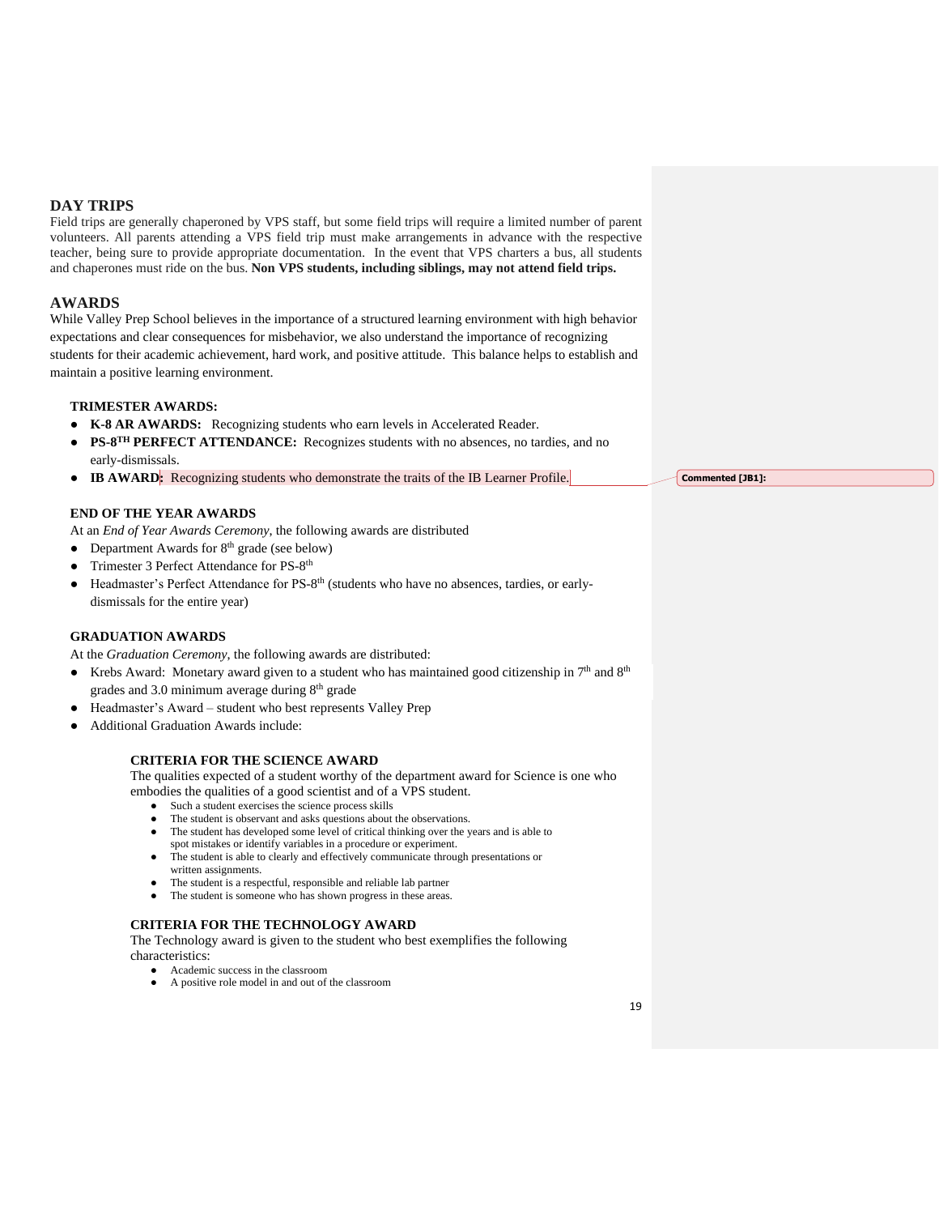## DAY TRIPS

Field trips are generally chaperoned by VPS staff, but some field trips will require a limited number of parent volunteers. All parents attending a VPS field trip must make arrangements in advance with the respective teacher, being sure to provide appropriate documentation. In the event that VPS charters a bus, all students and chaperones must ride on the bus. **Non VPS students, including siblings, may not attend field trips.**

## AWARDS

While Valley Prep School believes in the importance of a structured learning environment with high behavior expectations and clear consequences for misbehavior, we also understand the importance of recognizing students for their academic achievement, hard work, and positive attitude. This balance helps to establish and maintain a positive learning environment.

### TRIMESTER AWARDS:

- **K-8 AR AWARDS:** Recognizing students who earn levels in Accelerated Reader.
- **PS-8TH PERFECT ATTENDANCE:** Recognizes students with no absences, no tardies, and no early-dismissals.
- **IB AWARD:** Recognizing students who demonstrate the traits of the IB Learner Profile.

Commented [JB1]:

### END OF THE YEAR AWARDS

At an *End of Year Awards Ceremony*, the following awards are distributed

- Department Awards for 8th grade (see below)
- Trimester 3 Perfect Attendance for PS-8th
- Headmaster's Perfect Attendance for PS-8th (students who have no absences, tardies, or early-dismissals for the entire year)

### GRADUATION AWARDS

At the *Graduation Ceremony*, the following awards are distributed:

- Krebs Award: Monetary award given to a student who has maintained good citizenship in 7th and 8th grades and 3.0 minimum average during 8th grade
- Headmaster's Award – student who best represents Valley Prep
- Additional Graduation Awards include:

#### CRITERIA FOR THE SCIENCE AWARD

The qualities expected of a student worthy of the department award for Science is one who embodies the qualities of a good scientist and of a VPS student.

- Such a student exercises the science process skills
- The student is observant and asks questions about the observations.
- The student has developed some level of critical thinking over the years and is able to spot mistakes or identify variables in a procedure or experiment.
- The student is able to clearly and effectively communicate through presentations or written assignments.
- The student is a respectful, responsible and reliable lab partner
- The student is someone who has shown progress in these areas.

#### CRITERIA FOR THE TECHNOLOGY AWARD

The Technology award is given to the student who best exemplifies the following characteristics:

- Academic success in the classroom
- A positive role model in and out of the classroom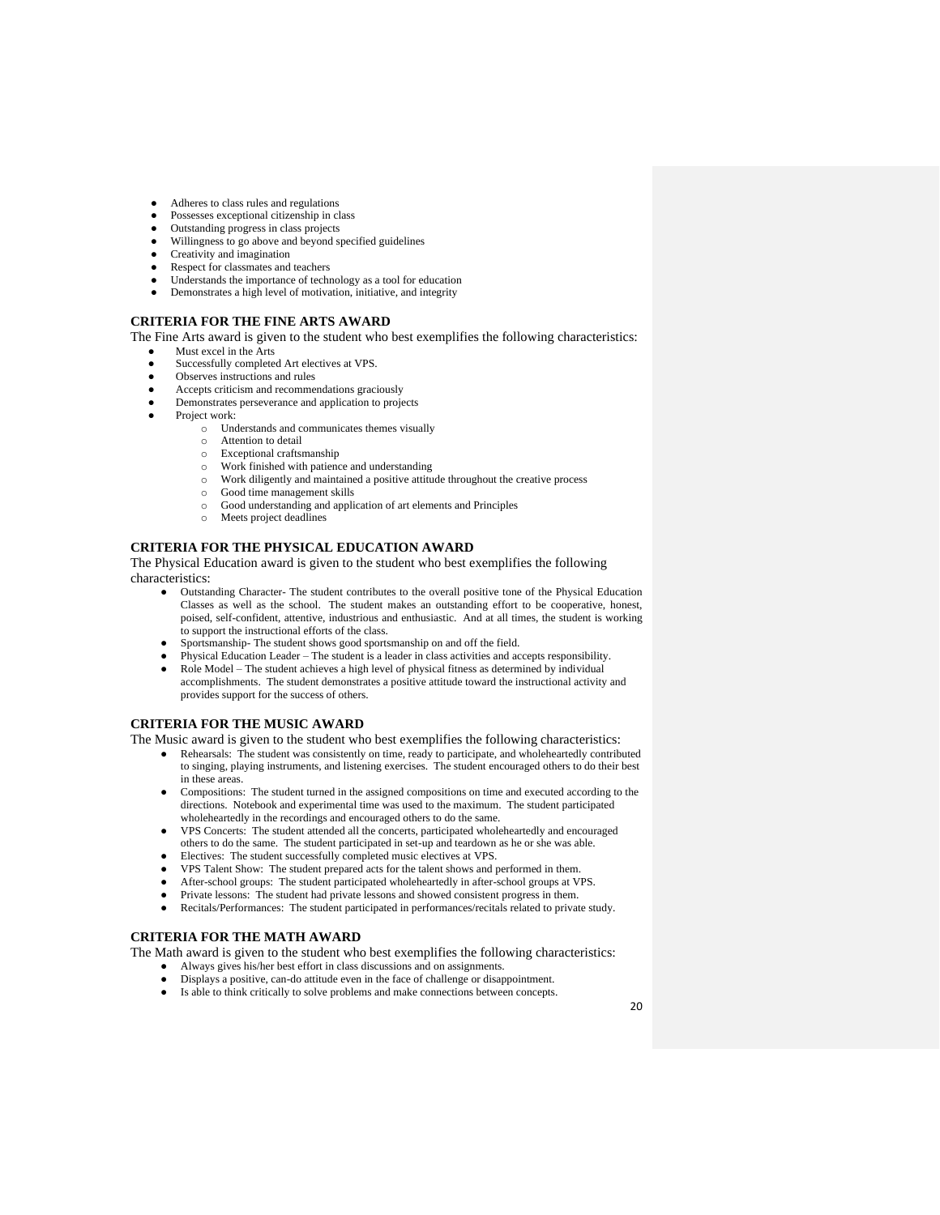- Adheres to class rules and regulations
- Possesses exceptional citizenship in class
- Outstanding progress in class projects
- Willingness to go above and beyond specified guidelines
- Creativity and imagination
- Respect for classmates and teachers
- Understands the importance of technology as a tool for education
- Demonstrates a high level of motivation, initiative, and integrity

**CRITERIA FOR THE FINE ARTS AWARD**

The Fine Arts award is given to the student who best exemplifies the following characteristics:

- Must excel in the Arts
- Successfully completed Art electives at VPS.
- Observes instructions and rules
- Accepts criticism and recommendations graciously
- Demonstrates perseverance and application to projects
- Project work:
  - Understands and communicates themes visually
  - Attention to detail
  - Exceptional craftsmanship
  - Work finished with patience and understanding
  - Work diligently and maintained a positive attitude throughout the creative process
  - Good time management skills
  - Good understanding and application of art elements and Principles
  - Meets project deadlines

**CRITERIA FOR THE PHYSICAL EDUCATION AWARD**

The Physical Education award is given to the student who best exemplifies the following characteristics:

- Outstanding Character- The student contributes to the overall positive tone of the Physical Education Classes as well as the school. The student makes an outstanding effort to be cooperative, honest, poised, self-confident, attentive, industrious and enthusiastic. And at all times, the student is working to support the instructional efforts of the class.
- Sportsmanship- The student shows good sportsmanship on and off the field.
- Physical Education Leader – The student is a leader in class activities and accepts responsibility.
- Role Model – The student achieves a high level of physical fitness as determined by individual accomplishments. The student demonstrates a positive attitude toward the instructional activity and provides support for the success of others.

**CRITERIA FOR THE MUSIC AWARD**

The Music award is given to the student who best exemplifies the following characteristics:

- Rehearsals: The student was consistently on time, ready to participate, and wholeheartedly contributed to singing, playing instruments, and listening exercises. The student encouraged others to do their best in these areas.
- Compositions: The student turned in the assigned compositions on time and executed according to the directions. Notebook and experimental time was used to the maximum. The student participated wholeheartedly in the recordings and encouraged others to do the same.
- VPS Concerts: The student attended all the concerts, participated wholeheartedly and encouraged others to do the same. The student participated in set-up and teardown as he or she was able.
- Electives: The student successfully completed music electives at VPS.
- VPS Talent Show: The student prepared acts for the talent shows and performed in them.
- After-school groups: The student participated wholeheartedly in after-school groups at VPS.
- Private lessons: The student had private lessons and showed consistent progress in them.
- Recitals/Performances: The student participated in performances/recitals related to private study.

**CRITERIA FOR THE MATH AWARD**

The Math award is given to the student who best exemplifies the following characteristics:

- Always gives his/her best effort in class discussions and on assignments.
- Displays a positive, can-do attitude even in the face of challenge or disappointment.
- Is able to think critically to solve problems and make connections between concepts.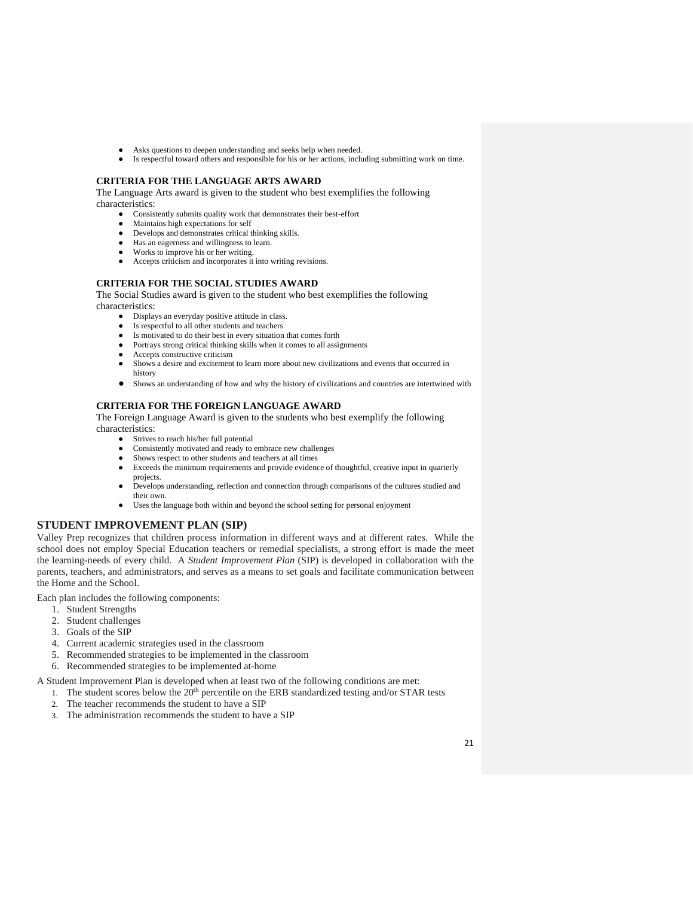- Asks questions to deepen understanding and seeks help when needed.
- Is respectful toward others and responsible for his or her actions, including submitting work on time.

### CRITERIA FOR THE LANGUAGE ARTS AWARD

The Language Arts award is given to the student who best exemplifies the following characteristics:

- Consistently submits quality work that demonstrates their best-effort
- Maintains high expectations for self
- Develops and demonstrates critical thinking skills.
- Has an eagerness and willingness to learn.
- Works to improve his or her writing.
- Accepts criticism and incorporates it into writing revisions.

### CRITERIA FOR THE SOCIAL STUDIES AWARD

The Social Studies award is given to the student who best exemplifies the following characteristics:

- Displays an everyday positive attitude in class.
- Is respectful to all other students and teachers
- Is motivated to do their best in every situation that comes forth
- Portrays strong critical thinking skills when it comes to all assignments
- Accepts constructive criticism
- Shows a desire and excitement to learn more about new civilizations and events that occurred in history
- Shows an understanding of how and why the history of civilizations and countries are intertwined with

### CRITERIA FOR THE FOREIGN LANGUAGE AWARD

The Foreign Language Award is given to the students who best exemplify the following characteristics:

- Strives to reach his/her full potential
- Consistently motivated and ready to embrace new challenges
- Shows respect to other students and teachers at all times
- Exceeds the minimum requirements and provide evidence of thoughtful, creative input in quarterly projects.
- Develops understanding, reflection and connection through comparisons of the cultures studied and their own.
- Uses the language both within and beyond the school setting for personal enjoyment

## STUDENT IMPROVEMENT PLAN (SIP)

Valley Prep recognizes that children process information in different ways and at different rates. While the school does not employ Special Education teachers or remedial specialists, a strong effort is made the meet the learning-needs of every child. A *Student Improvement Plan* (SIP) is developed in collaboration with the parents, teachers, and administrators, and serves as a means to set goals and facilitate communication between the Home and the School.

Each plan includes the following components:

1. Student Strengths
2. Student challenges
3. Goals of the SIP
4. Current academic strategies used in the classroom
5. Recommended strategies to be implemented in the classroom
6. Recommended strategies to be implemented at-home

A Student Improvement Plan is developed when at least two of the following conditions are met:

1. The student scores below the 20th percentile on the ERB standardized testing and/or STAR tests
2. The teacher recommends the student to have a SIP
3. The administration recommends the student to have a SIP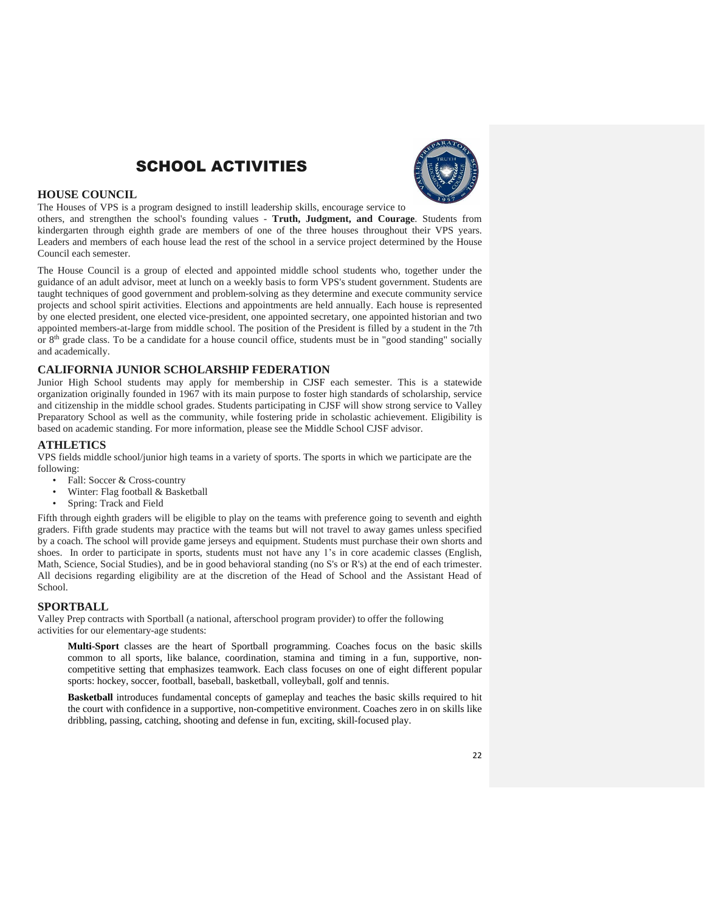# SCHOOL ACTIVITIES

## HOUSE COUNCIL

The Houses of VPS is a program designed to instill leadership skills, encourage service to others, and strengthen the school's founding values - **Truth, Judgment, and Courage**. Students from kindergarten through eighth grade are members of one of the three houses throughout their VPS years. Leaders and members of each house lead the rest of the school in a service project determined by the House Council each semester.

The House Council is a group of elected and appointed middle school students who, together under the guidance of an adult advisor, meet at lunch on a weekly basis to form VPS's student government. Students are taught techniques of good government and problem-solving as they determine and execute community service projects and school spirit activities. Elections and appointments are held annually. Each house is represented by one elected president, one elected vice-president, one appointed secretary, one appointed historian and two appointed members-at-large from middle school. The position of the President is filled by a student in the 7th or 8th grade class. To be a candidate for a house council office, students must be in "good standing" socially and academically.

## CALIFORNIA JUNIOR SCHOLARSHIP FEDERATION

Junior High School students may apply for membership in CJSF each semester. This is a statewide organization originally founded in 1967 with its main purpose to foster high standards of scholarship, service and citizenship in the middle school grades. Students participating in CJSF will show strong service to Valley Preparatory School as well as the community, while fostering pride in scholastic achievement. Eligibility is based on academic standing. For more information, please see the Middle School CJSF advisor.

## ATHLETICS

VPS fields middle school/junior high teams in a variety of sports. The sports in which we participate are the following:

- Fall: Soccer & Cross-country
- Winter: Flag football & Basketball
- Spring: Track and Field

Fifth through eighth graders will be eligible to play on the teams with preference going to seventh and eighth graders. Fifth grade students may practice with the teams but will not travel to away games unless specified by a coach. The school will provide game jerseys and equipment. Students must purchase their own shorts and shoes. In order to participate in sports, students must not have any 1's in core academic classes (English, Math, Science, Social Studies), and be in good behavioral standing (no S's or R's) at the end of each trimester. All decisions regarding eligibility are at the discretion of the Head of School and the Assistant Head of School.

## SPORTBALL

Valley Prep contracts with Sportball (a national, afterschool program provider) to offer the following activities for our elementary-age students:

**Multi-Sport** classes are the heart of Sportball programming. Coaches focus on the basic skills common to all sports, like balance, coordination, stamina and timing in a fun, supportive, non-competitive setting that emphasizes teamwork. Each class focuses on one of eight different popular sports: hockey, soccer, football, baseball, basketball, volleyball, golf and tennis.

**Basketball** introduces fundamental concepts of gameplay and teaches the basic skills required to hit the court with confidence in a supportive, non-competitive environment. Coaches zero in on skills like dribbling, passing, catching, shooting and defense in fun, exciting, skill-focused play.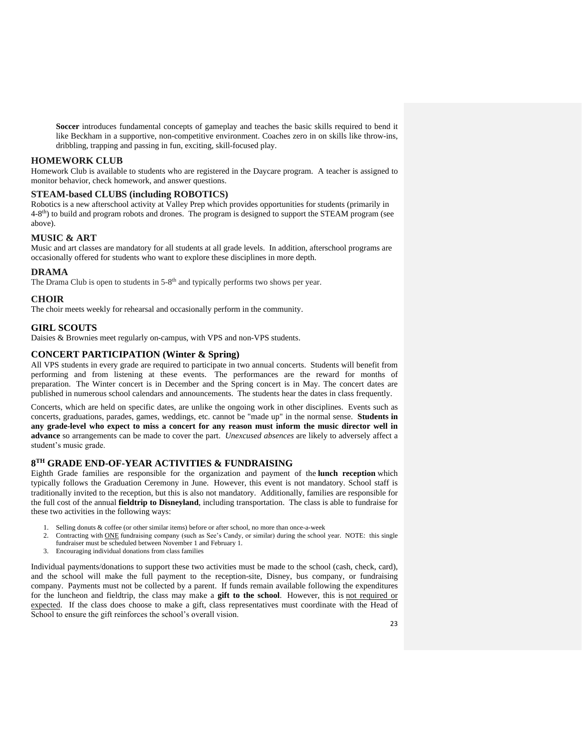**Soccer** introduces fundamental concepts of gameplay and teaches the basic skills required to bend it like Beckham in a supportive, non-competitive environment. Coaches zero in on skills like throw-ins, dribbling, trapping and passing in fun, exciting, skill-focused play.

## HOMEWORK CLUB

Homework Club is available to students who are registered in the Daycare program. A teacher is assigned to monitor behavior, check homework, and answer questions.

## STEAM-based CLUBS (including ROBOTICS)

Robotics is a new afterschool activity at Valley Prep which provides opportunities for students (primarily in 4-8th) to build and program robots and drones. The program is designed to support the STEAM program (see above).

## MUSIC & ART

Music and art classes are mandatory for all students at all grade levels. In addition, afterschool programs are occasionally offered for students who want to explore these disciplines in more depth.

## DRAMA

The Drama Club is open to students in 5-8th and typically performs two shows per year.

## CHOIR

The choir meets weekly for rehearsal and occasionally perform in the community.

## GIRL SCOUTS

Daisies & Brownies meet regularly on-campus, with VPS and non-VPS students.

## CONCERT PARTICIPATION (Winter & Spring)

All VPS students in every grade are required to participate in two annual concerts. Students will benefit from performing and from listening at these events. The performances are the reward for months of preparation. The Winter concert is in December and the Spring concert is in May. The concert dates are published in numerous school calendars and announcements. The students hear the dates in class frequently.

Concerts, which are held on specific dates, are unlike the ongoing work in other disciplines. Events such as concerts, graduations, parades, games, weddings, etc. cannot be "made up" in the normal sense. **Students in any grade-level who expect to miss a concert for any reason must inform the music director well in advance** so arrangements can be made to cover the part. *Unexcused absences* are likely to adversely affect a student's music grade.

## 8TH GRADE END-OF-YEAR ACTIVITIES & FUNDRAISING

Eighth Grade families are responsible for the organization and payment of the **lunch reception** which typically follows the Graduation Ceremony in June. However, this event is not mandatory. School staff is traditionally invited to the reception, but this is also not mandatory. Additionally, families are responsible for the full cost of the annual **fieldtrip to Disneyland**, including transportation. The class is able to fundraise for these two activities in the following ways:

1. Selling donuts & coffee (or other similar items) before or after school, no more than once-a-week
2. Contracting with ONE fundraising company (such as See's Candy, or similar) during the school year. NOTE: this single fundraiser must be scheduled between November 1 and February 1.
3. Encouraging individual donations from class families

Individual payments/donations to support these two activities must be made to the school (cash, check, card), and the school will make the full payment to the reception-site, Disney, bus company, or fundraising company. Payments must not be collected by a parent. If funds remain available following the expenditures for the luncheon and fieldtrip, the class may make a **gift to the school**. However, this is not required or expected. If the class does choose to make a gift, class representatives must coordinate with the Head of School to ensure the gift reinforces the school's overall vision.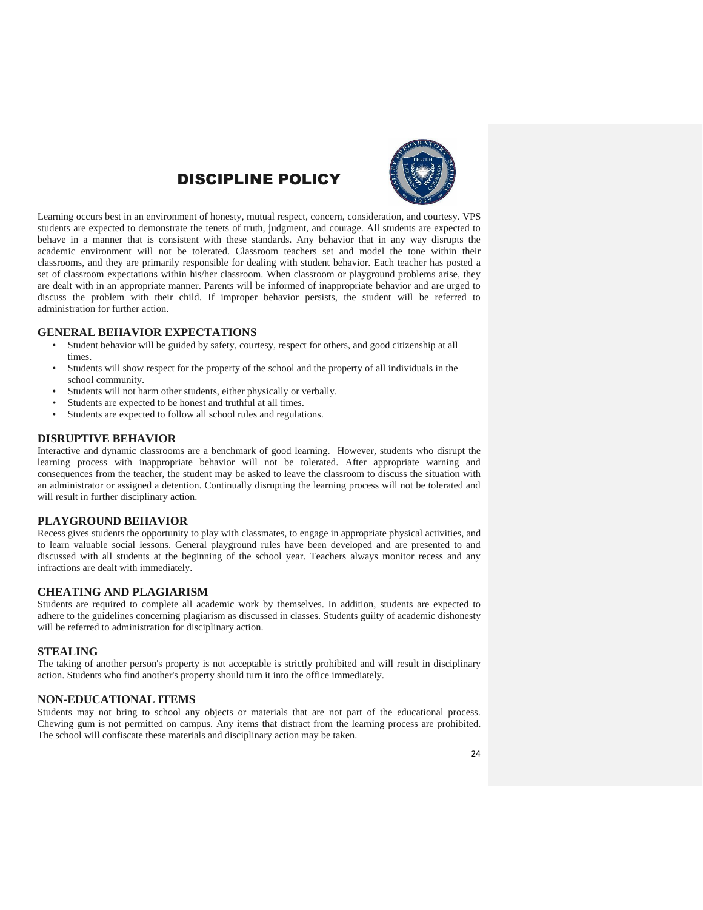# DISCIPLINE POLICY

Learning occurs best in an environment of honesty, mutual respect, concern, consideration, and courtesy. VPS students are expected to demonstrate the tenets of truth, judgment, and courage. All students are expected to behave in a manner that is consistent with these standards. Any behavior that in any way disrupts the academic environment will not be tolerated. Classroom teachers set and model the tone within their classrooms, and they are primarily responsible for dealing with student behavior. Each teacher has posted a set of classroom expectations within his/her classroom. When classroom or playground problems arise, they are dealt with in an appropriate manner. Parents will be informed of inappropriate behavior and are urged to discuss the problem with their child. If improper behavior persists, the student will be referred to administration for further action.

## GENERAL BEHAVIOR EXPECTATIONS

- Student behavior will be guided by safety, courtesy, respect for others, and good citizenship at all times.
- Students will show respect for the property of the school and the property of all individuals in the school community.
- Students will not harm other students, either physically or verbally.
- Students are expected to be honest and truthful at all times.
- Students are expected to follow all school rules and regulations.

## DISRUPTIVE BEHAVIOR

Interactive and dynamic classrooms are a benchmark of good learning. However, students who disrupt the learning process with inappropriate behavior will not be tolerated. After appropriate warning and consequences from the teacher, the student may be asked to leave the classroom to discuss the situation with an administrator or assigned a detention. Continually disrupting the learning process will not be tolerated and will result in further disciplinary action.

## PLAYGROUND BEHAVIOR

Recess gives students the opportunity to play with classmates, to engage in appropriate physical activities, and to learn valuable social lessons. General playground rules have been developed and are presented to and discussed with all students at the beginning of the school year. Teachers always monitor recess and any infractions are dealt with immediately.

## CHEATING AND PLAGIARISM

Students are required to complete all academic work by themselves. In addition, students are expected to adhere to the guidelines concerning plagiarism as discussed in classes. Students guilty of academic dishonesty will be referred to administration for disciplinary action.

## STEALING

The taking of another person's property is not acceptable is strictly prohibited and will result in disciplinary action. Students who find another's property should turn it into the office immediately.

## NON-EDUCATIONAL ITEMS

Students may not bring to school any objects or materials that are not part of the educational process. Chewing gum is not permitted on campus. Any items that distract from the learning process are prohibited. The school will confiscate these materials and disciplinary action may be taken.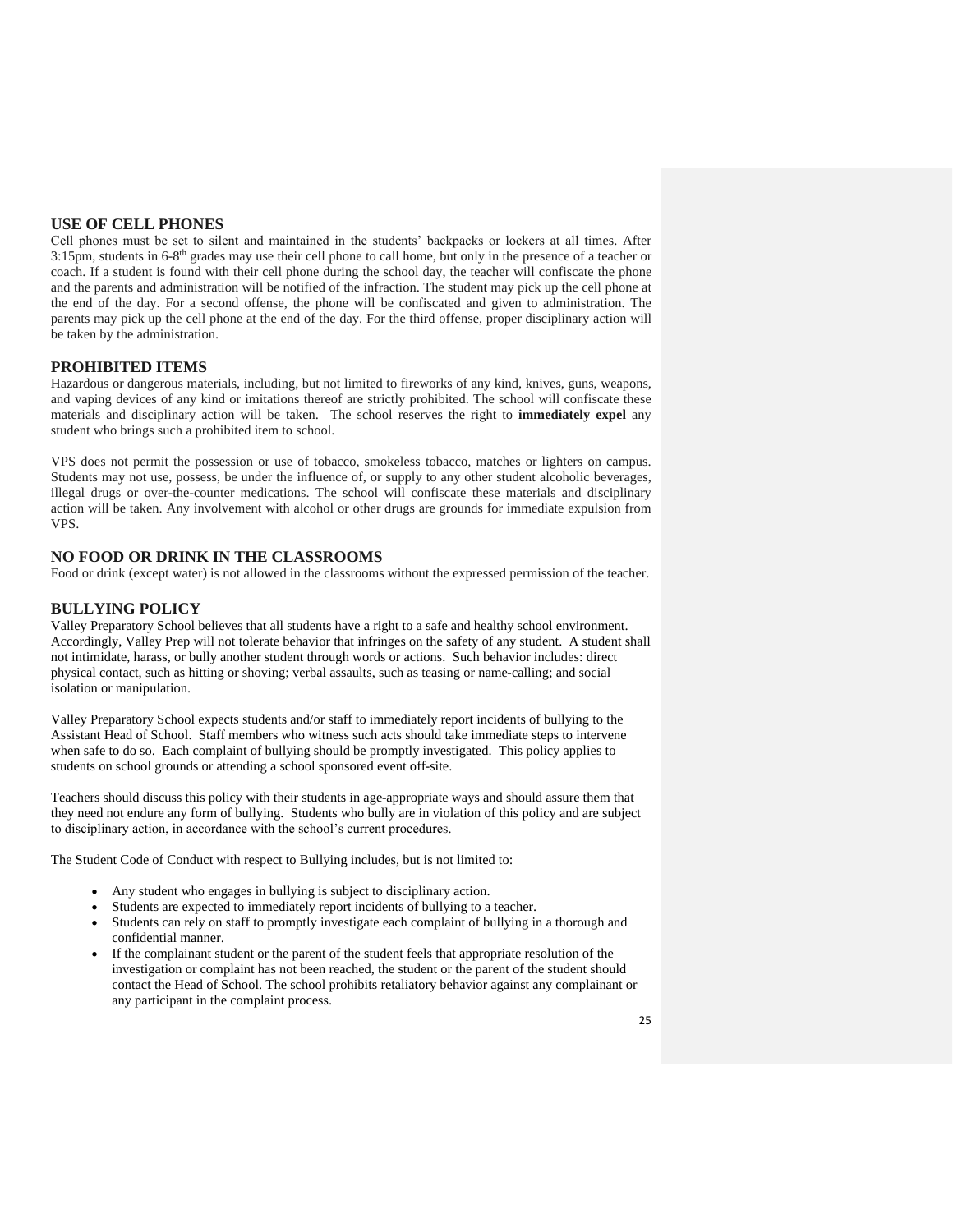## USE OF CELL PHONES

Cell phones must be set to silent and maintained in the students' backpacks or lockers at all times. After 3:15pm, students in 6-8th grades may use their cell phone to call home, but only in the presence of a teacher or coach. If a student is found with their cell phone during the school day, the teacher will confiscate the phone and the parents and administration will be notified of the infraction. The student may pick up the cell phone at the end of the day. For a second offense, the phone will be confiscated and given to administration. The parents may pick up the cell phone at the end of the day. For the third offense, proper disciplinary action will be taken by the administration.

## PROHIBITED ITEMS

Hazardous or dangerous materials, including, but not limited to fireworks of any kind, knives, guns, weapons, and vaping devices of any kind or imitations thereof are strictly prohibited. The school will confiscate these materials and disciplinary action will be taken. The school reserves the right to **immediately expel** any student who brings such a prohibited item to school.

VPS does not permit the possession or use of tobacco, smokeless tobacco, matches or lighters on campus. Students may not use, possess, be under the influence of, or supply to any other student alcoholic beverages, illegal drugs or over-the-counter medications. The school will confiscate these materials and disciplinary action will be taken. Any involvement with alcohol or other drugs are grounds for immediate expulsion from VPS.

## NO FOOD OR DRINK IN THE CLASSROOMS

Food or drink (except water) is not allowed in the classrooms without the expressed permission of the teacher.

## BULLYING POLICY

Valley Preparatory School believes that all students have a right to a safe and healthy school environment. Accordingly, Valley Prep will not tolerate behavior that infringes on the safety of any student. A student shall not intimidate, harass, or bully another student through words or actions. Such behavior includes: direct physical contact, such as hitting or shoving; verbal assaults, such as teasing or name-calling; and social isolation or manipulation.

Valley Preparatory School expects students and/or staff to immediately report incidents of bullying to the Assistant Head of School. Staff members who witness such acts should take immediate steps to intervene when safe to do so. Each complaint of bullying should be promptly investigated. This policy applies to students on school grounds or attending a school sponsored event off-site.

Teachers should discuss this policy with their students in age-appropriate ways and should assure them that they need not endure any form of bullying. Students who bully are in violation of this policy and are subject to disciplinary action, in accordance with the school's current procedures.

The Student Code of Conduct with respect to Bullying includes, but is not limited to:

- Any student who engages in bullying is subject to disciplinary action.
- Students are expected to immediately report incidents of bullying to a teacher.
- Students can rely on staff to promptly investigate each complaint of bullying in a thorough and confidential manner.
- If the complainant student or the parent of the student feels that appropriate resolution of the investigation or complaint has not been reached, the student or the parent of the student should contact the Head of School. The school prohibits retaliatory behavior against any complainant or any participant in the complaint process.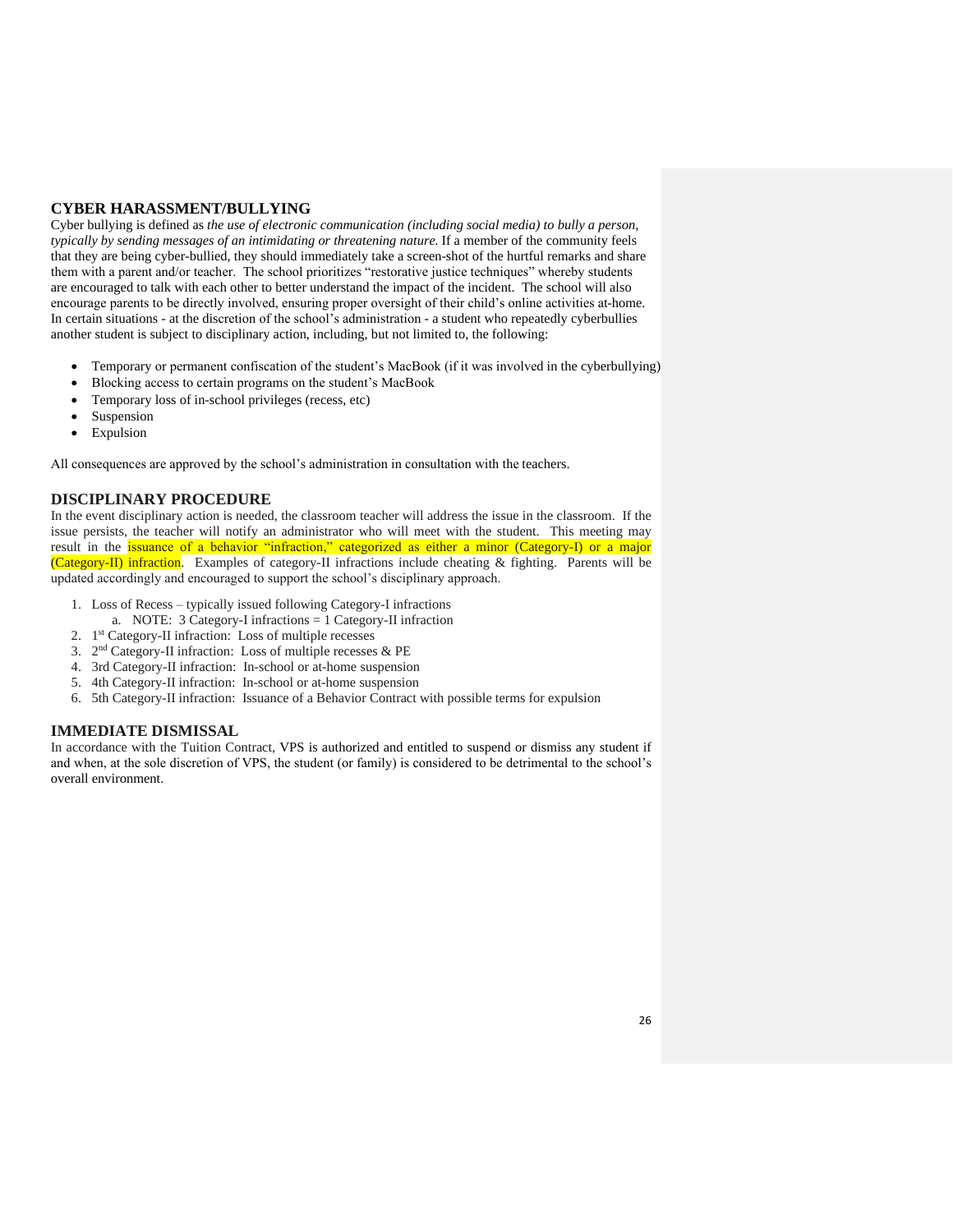## CYBER HARASSMENT/BULLYING

Cyber bullying is defined as *the use of electronic communication (including social media) to bully a person, typically by sending messages of an intimidating or threatening nature.* If a member of the community feels that they are being cyber-bullied, they should immediately take a screen-shot of the hurtful remarks and share them with a parent and/or teacher. The school prioritizes "restorative justice techniques" whereby students are encouraged to talk with each other to better understand the impact of the incident. The school will also encourage parents to be directly involved, ensuring proper oversight of their child's online activities at-home. In certain situations - at the discretion of the school's administration - a student who repeatedly cyberbullies another student is subject to disciplinary action, including, but not limited to, the following:

- Temporary or permanent confiscation of the student's MacBook (if it was involved in the cyberbullying)
- Blocking access to certain programs on the student's MacBook
- Temporary loss of in-school privileges (recess, etc)
- Suspension
- Expulsion

All consequences are approved by the school's administration in consultation with the teachers.

## DISCIPLINARY PROCEDURE

In the event disciplinary action is needed, the classroom teacher will address the issue in the classroom. If the issue persists, the teacher will notify an administrator who will meet with the student. This meeting may result in the issuance of a behavior "infraction," categorized as either a minor (Category-I) or a major (Category-II) infraction. Examples of category-II infractions include cheating & fighting. Parents will be updated accordingly and encouraged to support the school's disciplinary approach.

1. Loss of Recess – typically issued following Category-I infractions
   a. NOTE: 3 Category-I infractions = 1 Category-II infraction
2. 1st Category-II infraction: Loss of multiple recesses
3. 2nd Category-II infraction: Loss of multiple recesses & PE
4. 3rd Category-II infraction: In-school or at-home suspension
5. 4th Category-II infraction: In-school or at-home suspension
6. 5th Category-II infraction: Issuance of a Behavior Contract with possible terms for expulsion

## IMMEDIATE DISMISSAL

In accordance with the Tuition Contract, VPS is authorized and entitled to suspend or dismiss any student if and when, at the sole discretion of VPS, the student (or family) is considered to be detrimental to the school's overall environment.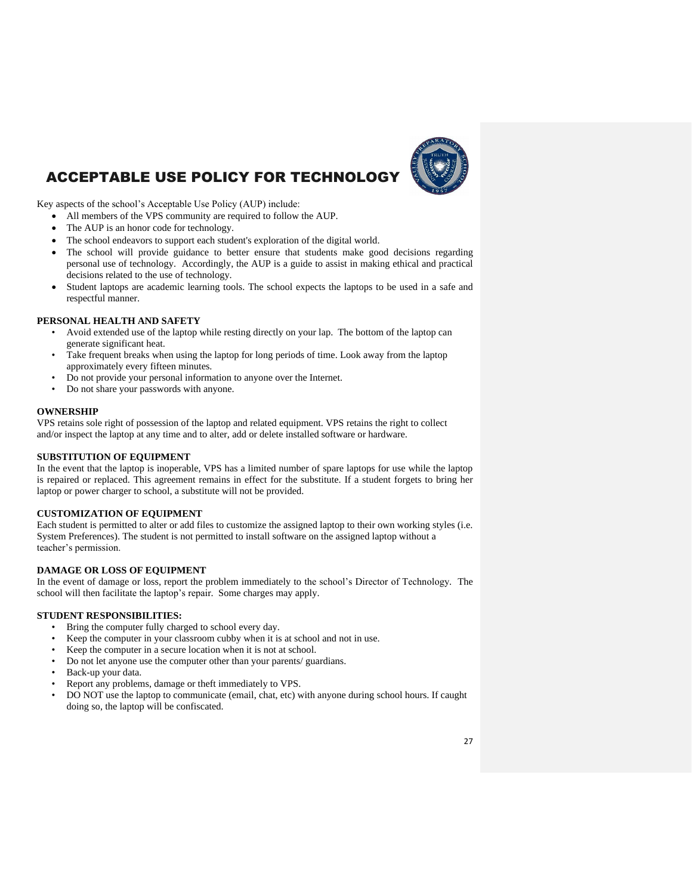# ACCEPTABLE USE POLICY FOR TECHNOLOGY

Key aspects of the school's Acceptable Use Policy (AUP) include:

- All members of the VPS community are required to follow the AUP.
- The AUP is an honor code for technology.
- The school endeavors to support each student's exploration of the digital world.
- The school will provide guidance to better ensure that students make good decisions regarding personal use of technology. Accordingly, the AUP is a guide to assist in making ethical and practical decisions related to the use of technology.
- Student laptops are academic learning tools. The school expects the laptops to be used in a safe and respectful manner.

**PERSONAL HEALTH AND SAFETY**

- Avoid extended use of the laptop while resting directly on your lap. The bottom of the laptop can generate significant heat.
- Take frequent breaks when using the laptop for long periods of time. Look away from the laptop approximately every fifteen minutes.
- Do not provide your personal information to anyone over the Internet.
- Do not share your passwords with anyone.

**OWNERSHIP**

VPS retains sole right of possession of the laptop and related equipment. VPS retains the right to collect and/or inspect the laptop at any time and to alter, add or delete installed software or hardware.

**SUBSTITUTION OF EQUIPMENT**

In the event that the laptop is inoperable, VPS has a limited number of spare laptops for use while the laptop is repaired or replaced. This agreement remains in effect for the substitute. If a student forgets to bring her laptop or power charger to school, a substitute will not be provided.

**CUSTOMIZATION OF EQUIPMENT**

Each student is permitted to alter or add files to customize the assigned laptop to their own working styles (i.e. System Preferences). The student is not permitted to install software on the assigned laptop without a teacher's permission.

**DAMAGE OR LOSS OF EQUIPMENT**

In the event of damage or loss, report the problem immediately to the school's Director of Technology. The school will then facilitate the laptop's repair. Some charges may apply.

**STUDENT RESPONSIBILITIES:**

- Bring the computer fully charged to school every day.
- Keep the computer in your classroom cubby when it is at school and not in use.
- Keep the computer in a secure location when it is not at school.
- Do not let anyone use the computer other than your parents/ guardians.
- Back-up your data.
- Report any problems, damage or theft immediately to VPS.
- DO NOT use the laptop to communicate (email, chat, etc) with anyone during school hours. If caught doing so, the laptop will be confiscated.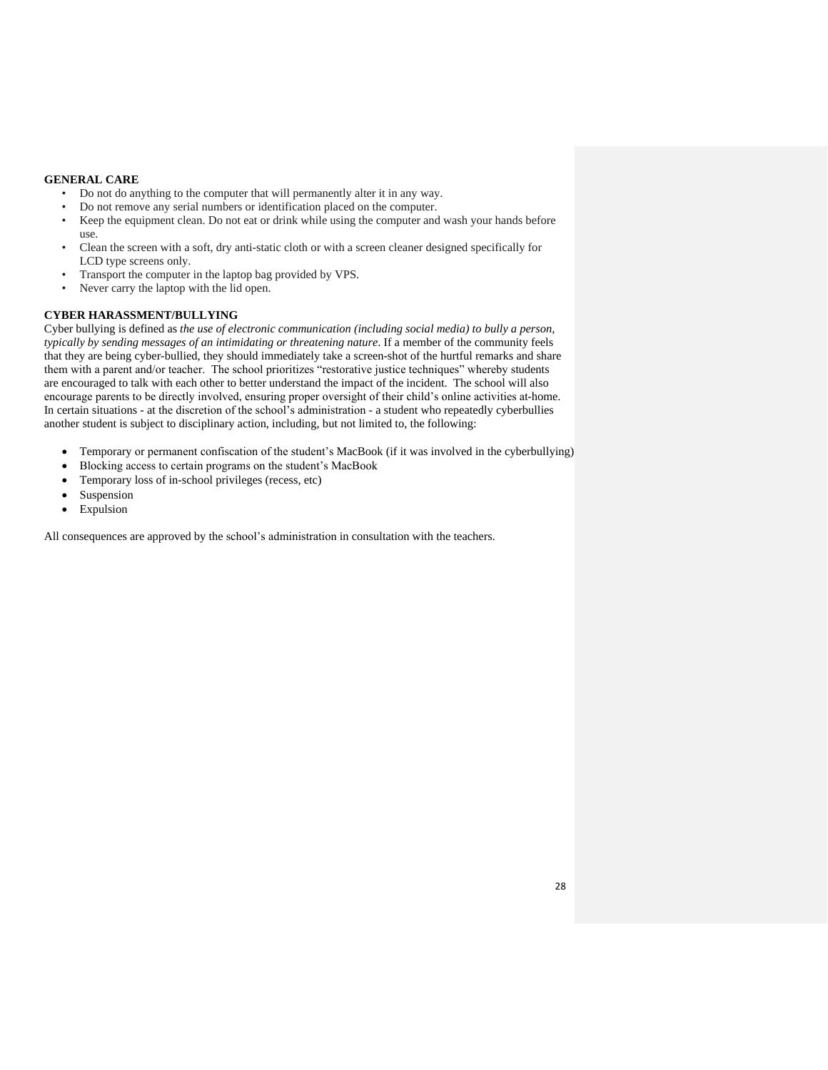**GENERAL CARE**

- Do not do anything to the computer that will permanently alter it in any way.
- Do not remove any serial numbers or identification placed on the computer.
- Keep the equipment clean. Do not eat or drink while using the computer and wash your hands before use.
- Clean the screen with a soft, dry anti-static cloth or with a screen cleaner designed specifically for LCD type screens only.
- Transport the computer in the laptop bag provided by VPS.
- Never carry the laptop with the lid open.

**CYBER HARASSMENT/BULLYING**

Cyber bullying is defined as *the use of electronic communication (including social media) to bully a person, typically by sending messages of an intimidating or threatening nature*. If a member of the community feels that they are being cyber-bullied, they should immediately take a screen-shot of the hurtful remarks and share them with a parent and/or teacher. The school prioritizes "restorative justice techniques" whereby students are encouraged to talk with each other to better understand the impact of the incident. The school will also encourage parents to be directly involved, ensuring proper oversight of their child's online activities at-home. In certain situations - at the discretion of the school's administration - a student who repeatedly cyberbullies another student is subject to disciplinary action, including, but not limited to, the following:

- Temporary or permanent confiscation of the student's MacBook (if it was involved in the cyberbullying)
- Blocking access to certain programs on the student's MacBook
- Temporary loss of in-school privileges (recess, etc)
- Suspension
- Expulsion

All consequences are approved by the school's administration in consultation with the teachers.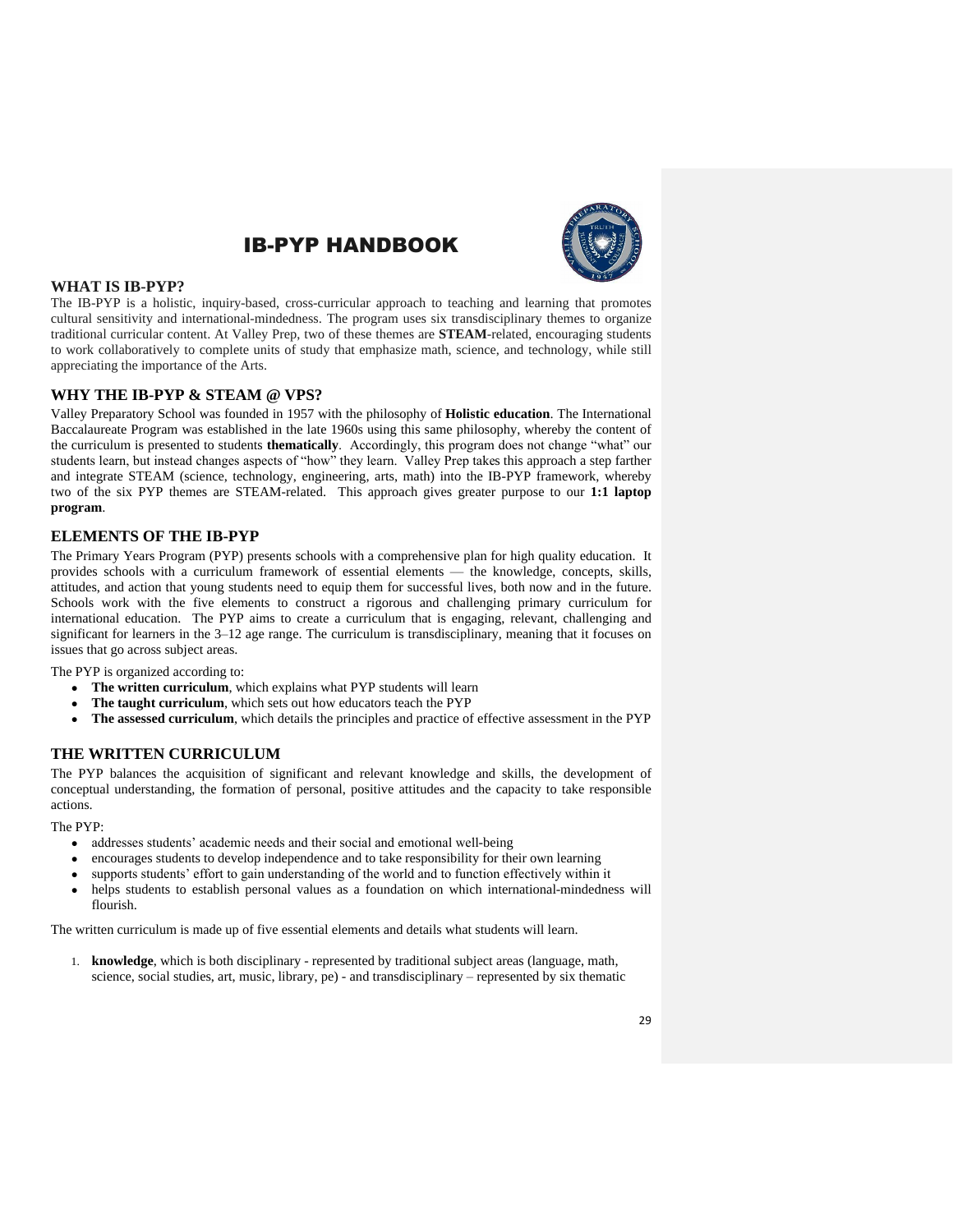# IB-PYP HANDBOOK

## WHAT IS IB-PYP?

The IB-PYP is a holistic, inquiry-based, cross-curricular approach to teaching and learning that promotes cultural sensitivity and international-mindedness. The program uses six transdisciplinary themes to organize traditional curricular content. At Valley Prep, two of these themes are **STEAM**-related, encouraging students to work collaboratively to complete units of study that emphasize math, science, and technology, while still appreciating the importance of the Arts.

## WHY THE IB-PYP & STEAM @ VPS?

Valley Preparatory School was founded in 1957 with the philosophy of **Holistic education**. The International Baccalaureate Program was established in the late 1960s using this same philosophy, whereby the content of the curriculum is presented to students **thematically**. Accordingly, this program does not change "what" our students learn, but instead changes aspects of "how" they learn. Valley Prep takes this approach a step farther and integrate STEAM (science, technology, engineering, arts, math) into the IB-PYP framework, whereby two of the six PYP themes are STEAM-related. This approach gives greater purpose to our **1:1 laptop program**.

## ELEMENTS OF THE IB-PYP

The Primary Years Program (PYP) presents schools with a comprehensive plan for high quality education. It provides schools with a curriculum framework of essential elements — the knowledge, concepts, skills, attitudes, and action that young students need to equip them for successful lives, both now and in the future. Schools work with the five elements to construct a rigorous and challenging primary curriculum for international education. The PYP aims to create a curriculum that is engaging, relevant, challenging and significant for learners in the 3–12 age range. The curriculum is transdisciplinary, meaning that it focuses on issues that go across subject areas.

The PYP is organized according to:

- **The written curriculum**, which explains what PYP students will learn
- **The taught curriculum**, which sets out how educators teach the PYP
- **The assessed curriculum**, which details the principles and practice of effective assessment in the PYP

## THE WRITTEN CURRICULUM

The PYP balances the acquisition of significant and relevant knowledge and skills, the development of conceptual understanding, the formation of personal, positive attitudes and the capacity to take responsible actions.

The PYP:

- addresses students' academic needs and their social and emotional well-being
- encourages students to develop independence and to take responsibility for their own learning
- supports students' effort to gain understanding of the world and to function effectively within it
- helps students to establish personal values as a foundation on which international-mindedness will flourish.

The written curriculum is made up of five essential elements and details what students will learn.

1. **knowledge**, which is both disciplinary - represented by traditional subject areas (language, math, science, social studies, art, music, library, pe) - and transdisciplinary – represented by six thematic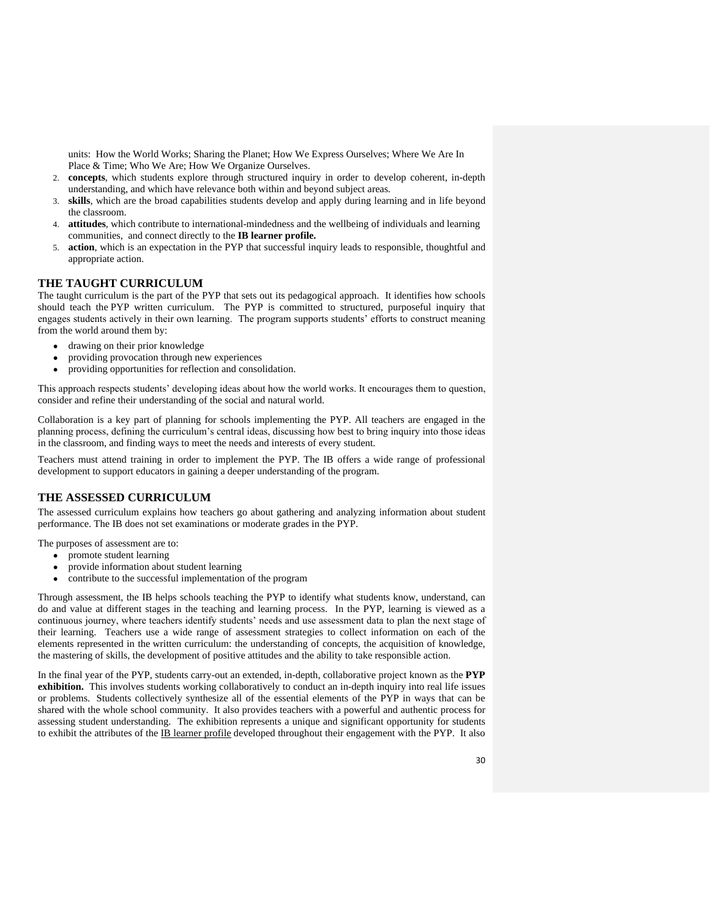units: How the World Works; Sharing the Planet; How We Express Ourselves; Where We Are In Place & Time; Who We Are; How We Organize Ourselves.

2. **concepts**, which students explore through structured inquiry in order to develop coherent, in-depth understanding, and which have relevance both within and beyond subject areas.
3. **skills**, which are the broad capabilities students develop and apply during learning and in life beyond the classroom.
4. **attitudes**, which contribute to international-mindedness and the wellbeing of individuals and learning communities, and connect directly to the **IB learner profile.**
5. **action**, which is an expectation in the PYP that successful inquiry leads to responsible, thoughtful and appropriate action.

## THE TAUGHT CURRICULUM

The taught curriculum is the part of the PYP that sets out its pedagogical approach. It identifies how schools should teach the PYP written curriculum. The PYP is committed to structured, purposeful inquiry that engages students actively in their own learning. The program supports students' efforts to construct meaning from the world around them by:

- drawing on their prior knowledge
- providing provocation through new experiences
- providing opportunities for reflection and consolidation.

This approach respects students' developing ideas about how the world works. It encourages them to question, consider and refine their understanding of the social and natural world.

Collaboration is a key part of planning for schools implementing the PYP. All teachers are engaged in the planning process, defining the curriculum's central ideas, discussing how best to bring inquiry into those ideas in the classroom, and finding ways to meet the needs and interests of every student.

Teachers must attend training in order to implement the PYP. The IB offers a wide range of professional development to support educators in gaining a deeper understanding of the program.

## THE ASSESSED CURRICULUM

The assessed curriculum explains how teachers go about gathering and analyzing information about student performance. The IB does not set examinations or moderate grades in the PYP.

The purposes of assessment are to:

- promote student learning
- provide information about student learning
- contribute to the successful implementation of the program

Through assessment, the IB helps schools teaching the PYP to identify what students know, understand, can do and value at different stages in the teaching and learning process. In the PYP, learning is viewed as a continuous journey, where teachers identify students' needs and use assessment data to plan the next stage of their learning. Teachers use a wide range of assessment strategies to collect information on each of the elements represented in the written curriculum: the understanding of concepts, the acquisition of knowledge, the mastering of skills, the development of positive attitudes and the ability to take responsible action.

In the final year of the PYP, students carry-out an extended, in-depth, collaborative project known as the **PYP exhibition.** This involves students working collaboratively to conduct an in-depth inquiry into real life issues or problems. Students collectively synthesize all of the essential elements of the PYP in ways that can be shared with the whole school community. It also provides teachers with a powerful and authentic process for assessing student understanding. The exhibition represents a unique and significant opportunity for students to exhibit the attributes of the IB learner profile developed throughout their engagement with the PYP. It also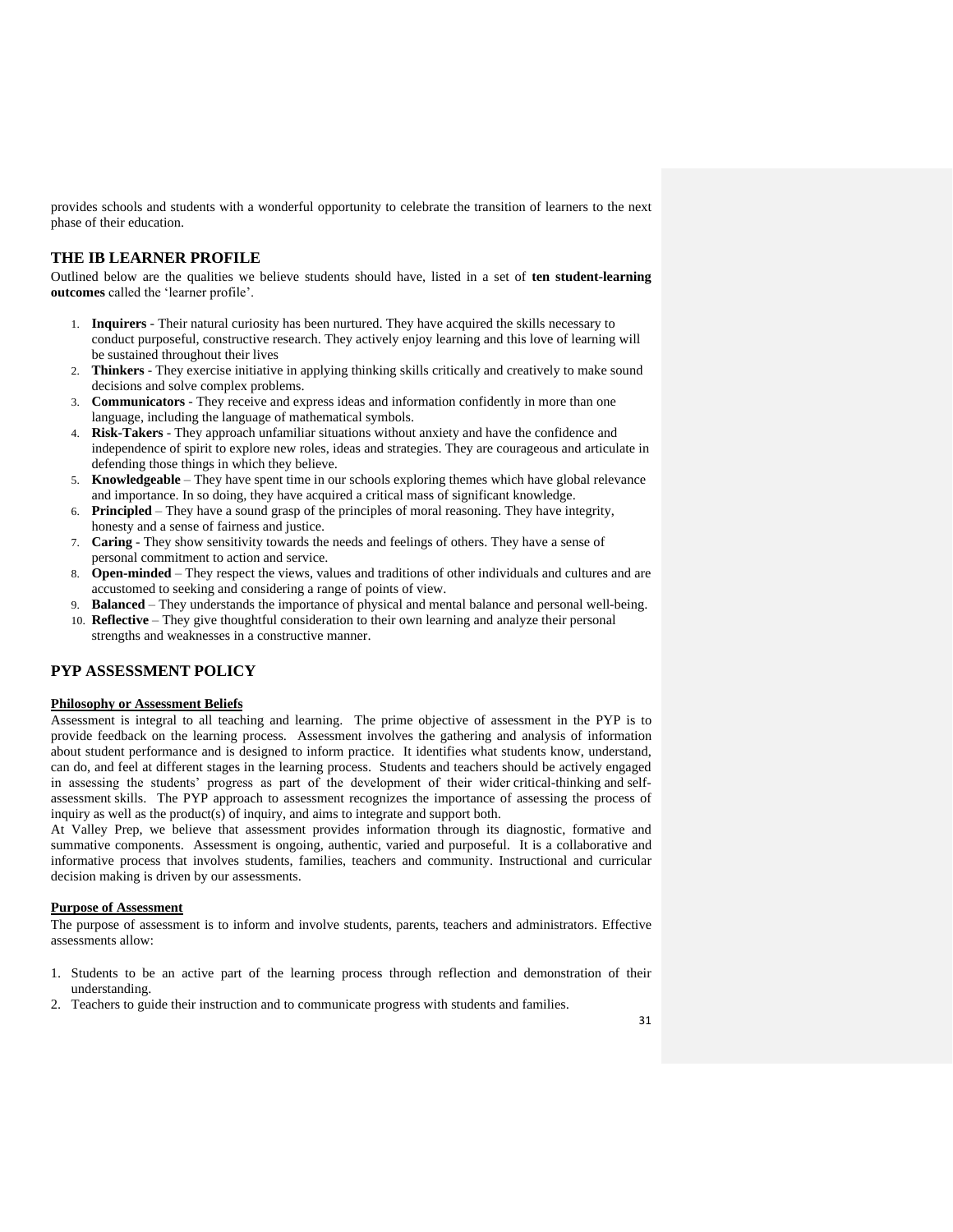provides schools and students with a wonderful opportunity to celebrate the transition of learners to the next phase of their education.

## THE IB LEARNER PROFILE

Outlined below are the qualities we believe students should have, listed in a set of **ten student-learning outcomes** called the 'learner profile'.

1. **Inquirers** - Their natural curiosity has been nurtured. They have acquired the skills necessary to conduct purposeful, constructive research. They actively enjoy learning and this love of learning will be sustained throughout their lives
2. **Thinkers** - They exercise initiative in applying thinking skills critically and creatively to make sound decisions and solve complex problems.
3. **Communicators** - They receive and express ideas and information confidently in more than one language, including the language of mathematical symbols.
4. **Risk-Takers** - They approach unfamiliar situations without anxiety and have the confidence and independence of spirit to explore new roles, ideas and strategies. They are courageous and articulate in defending those things in which they believe.
5. **Knowledgeable** – They have spent time in our schools exploring themes which have global relevance and importance. In so doing, they have acquired a critical mass of significant knowledge.
6. **Principled** – They have a sound grasp of the principles of moral reasoning. They have integrity, honesty and a sense of fairness and justice.
7. **Caring** - They show sensitivity towards the needs and feelings of others. They have a sense of personal commitment to action and service.
8. **Open-minded** – They respect the views, values and traditions of other individuals and cultures and are accustomed to seeking and considering a range of points of view.
9. **Balanced** – They understands the importance of physical and mental balance and personal well-being.
10. **Reflective** – They give thoughtful consideration to their own learning and analyze their personal strengths and weaknesses in a constructive manner.

## PYP ASSESSMENT POLICY

**Philosophy or Assessment Beliefs**

Assessment is integral to all teaching and learning. The prime objective of assessment in the PYP is to provide feedback on the learning process. Assessment involves the gathering and analysis of information about student performance and is designed to inform practice. It identifies what students know, understand, can do, and feel at different stages in the learning process. Students and teachers should be actively engaged in assessing the students' progress as part of the development of their wider critical-thinking and self-assessment skills. The PYP approach to assessment recognizes the importance of assessing the process of inquiry as well as the product(s) of inquiry, and aims to integrate and support both.

At Valley Prep, we believe that assessment provides information through its diagnostic, formative and summative components. Assessment is ongoing, authentic, varied and purposeful. It is a collaborative and informative process that involves students, families, teachers and community. Instructional and curricular decision making is driven by our assessments.

**Purpose of Assessment**

The purpose of assessment is to inform and involve students, parents, teachers and administrators. Effective assessments allow:

1. Students to be an active part of the learning process through reflection and demonstration of their understanding.
2. Teachers to guide their instruction and to communicate progress with students and families.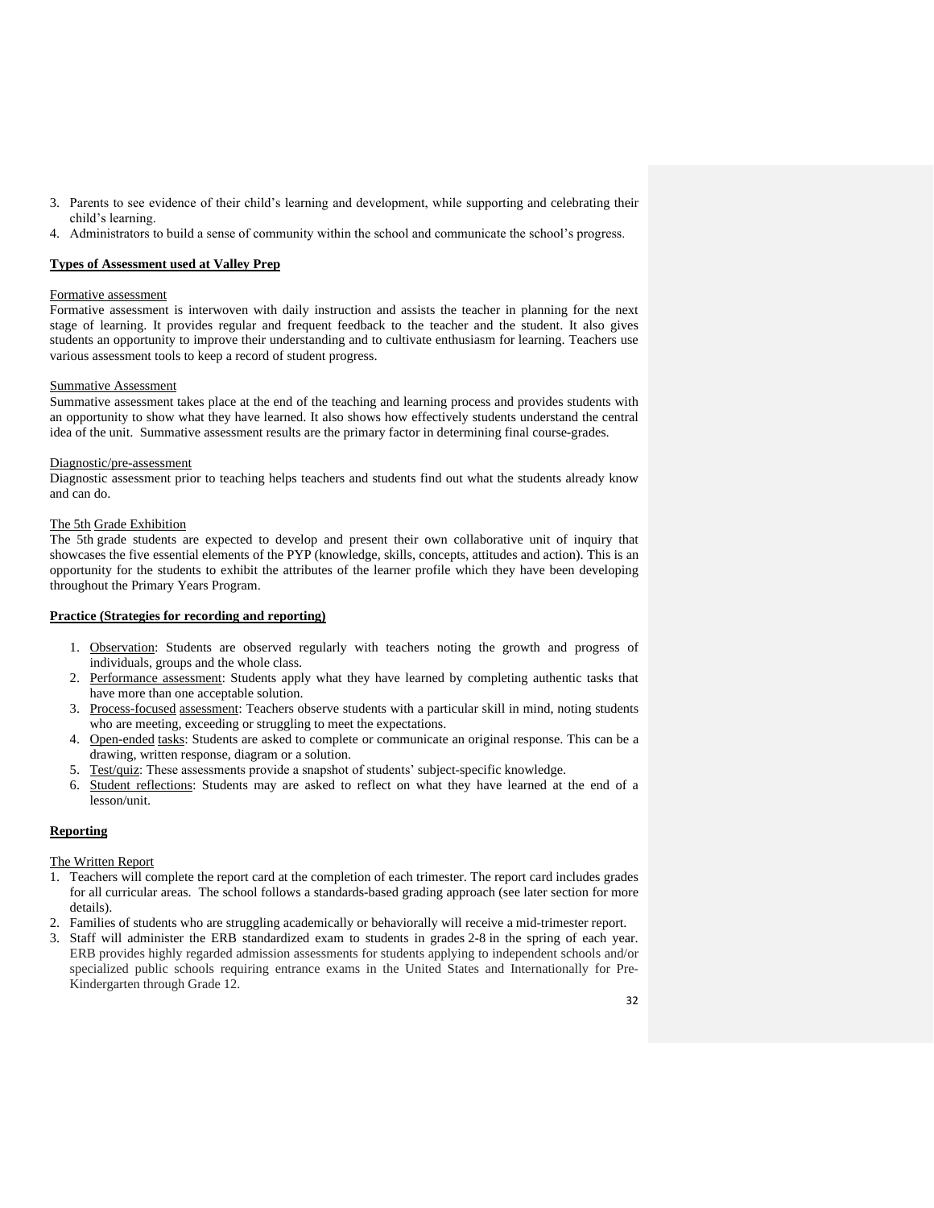3. Parents to see evidence of their child's learning and development, while supporting and celebrating their child's learning.
4. Administrators to build a sense of community within the school and communicate the school's progress.

**Types of Assessment used at Valley Prep**

Formative assessment

Formative assessment is interwoven with daily instruction and assists the teacher in planning for the next stage of learning. It provides regular and frequent feedback to the teacher and the student. It also gives students an opportunity to improve their understanding and to cultivate enthusiasm for learning. Teachers use various assessment tools to keep a record of student progress.

Summative Assessment

Summative assessment takes place at the end of the teaching and learning process and provides students with an opportunity to show what they have learned. It also shows how effectively students understand the central idea of the unit. Summative assessment results are the primary factor in determining final course-grades.

Diagnostic/pre-assessment

Diagnostic assessment prior to teaching helps teachers and students find out what the students already know and can do.

The 5th Grade Exhibition

The 5th grade students are expected to develop and present their own collaborative unit of inquiry that showcases the five essential elements of the PYP (knowledge, skills, concepts, attitudes and action). This is an opportunity for the students to exhibit the attributes of the learner profile which they have been developing throughout the Primary Years Program.

**Practice (Strategies for recording and reporting)**

1. Observation: Students are observed regularly with teachers noting the growth and progress of individuals, groups and the whole class.
2. Performance assessment: Students apply what they have learned by completing authentic tasks that have more than one acceptable solution.
3. Process-focused assessment: Teachers observe students with a particular skill in mind, noting students who are meeting, exceeding or struggling to meet the expectations.
4. Open-ended tasks: Students are asked to complete or communicate an original response. This can be a drawing, written response, diagram or a solution.
5. Test/quiz: These assessments provide a snapshot of students' subject-specific knowledge.
6. Student reflections: Students may are asked to reflect on what they have learned at the end of a lesson/unit.

**Reporting**

The Written Report

1. Teachers will complete the report card at the completion of each trimester. The report card includes grades for all curricular areas. The school follows a standards-based grading approach (see later section for more details).
2. Families of students who are struggling academically or behaviorally will receive a mid-trimester report.
3. Staff will administer the ERB standardized exam to students in grades 2-8 in the spring of each year. ERB provides highly regarded admission assessments for students applying to independent schools and/or specialized public schools requiring entrance exams in the United States and Internationally for Pre-Kindergarten through Grade 12.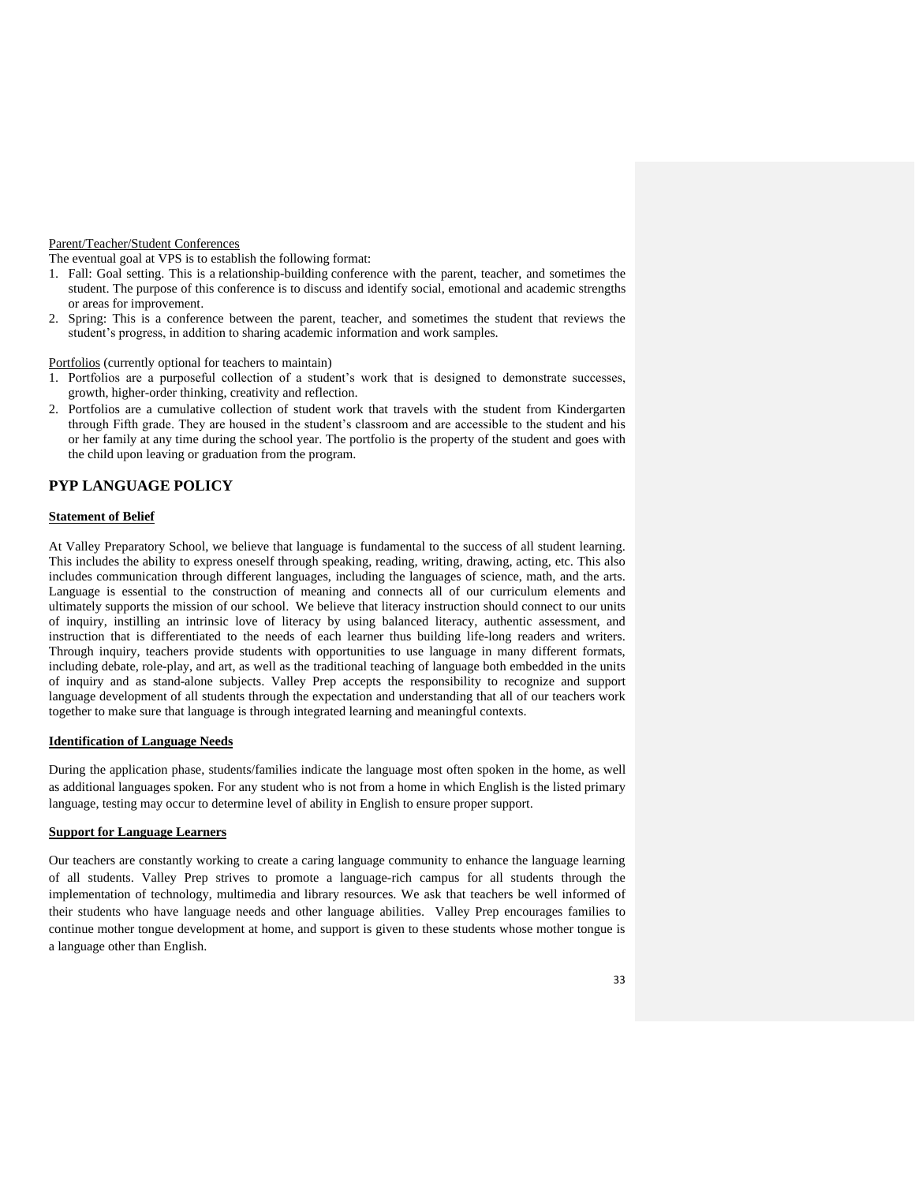Parent/Teacher/Student Conferences

The eventual goal at VPS is to establish the following format:

1. Fall: Goal setting. This is a relationship-building conference with the parent, teacher, and sometimes the student. The purpose of this conference is to discuss and identify social, emotional and academic strengths or areas for improvement.
2. Spring: This is a conference between the parent, teacher, and sometimes the student that reviews the student's progress, in addition to sharing academic information and work samples.

Portfolios (currently optional for teachers to maintain)

1. Portfolios are a purposeful collection of a student's work that is designed to demonstrate successes, growth, higher-order thinking, creativity and reflection.
2. Portfolios are a cumulative collection of student work that travels with the student from Kindergarten through Fifth grade. They are housed in the student's classroom and are accessible to the student and his or her family at any time during the school year. The portfolio is the property of the student and goes with the child upon leaving or graduation from the program.

## PYP LANGUAGE POLICY

**Statement of Belief**

At Valley Preparatory School, we believe that language is fundamental to the success of all student learning. This includes the ability to express oneself through speaking, reading, writing, drawing, acting, etc. This also includes communication through different languages, including the languages of science, math, and the arts. Language is essential to the construction of meaning and connects all of our curriculum elements and ultimately supports the mission of our school. We believe that literacy instruction should connect to our units of inquiry, instilling an intrinsic love of literacy by using balanced literacy, authentic assessment, and instruction that is differentiated to the needs of each learner thus building life-long readers and writers. Through inquiry, teachers provide students with opportunities to use language in many different formats, including debate, role-play, and art, as well as the traditional teaching of language both embedded in the units of inquiry and as stand-alone subjects. Valley Prep accepts the responsibility to recognize and support language development of all students through the expectation and understanding that all of our teachers work together to make sure that language is through integrated learning and meaningful contexts.

**Identification of Language Needs**

During the application phase, students/families indicate the language most often spoken in the home, as well as additional languages spoken. For any student who is not from a home in which English is the listed primary language, testing may occur to determine level of ability in English to ensure proper support.

**Support for Language Learners**

Our teachers are constantly working to create a caring language community to enhance the language learning of all students. Valley Prep strives to promote a language-rich campus for all students through the implementation of technology, multimedia and library resources. We ask that teachers be well informed of their students who have language needs and other language abilities. Valley Prep encourages families to continue mother tongue development at home, and support is given to these students whose mother tongue is a language other than English.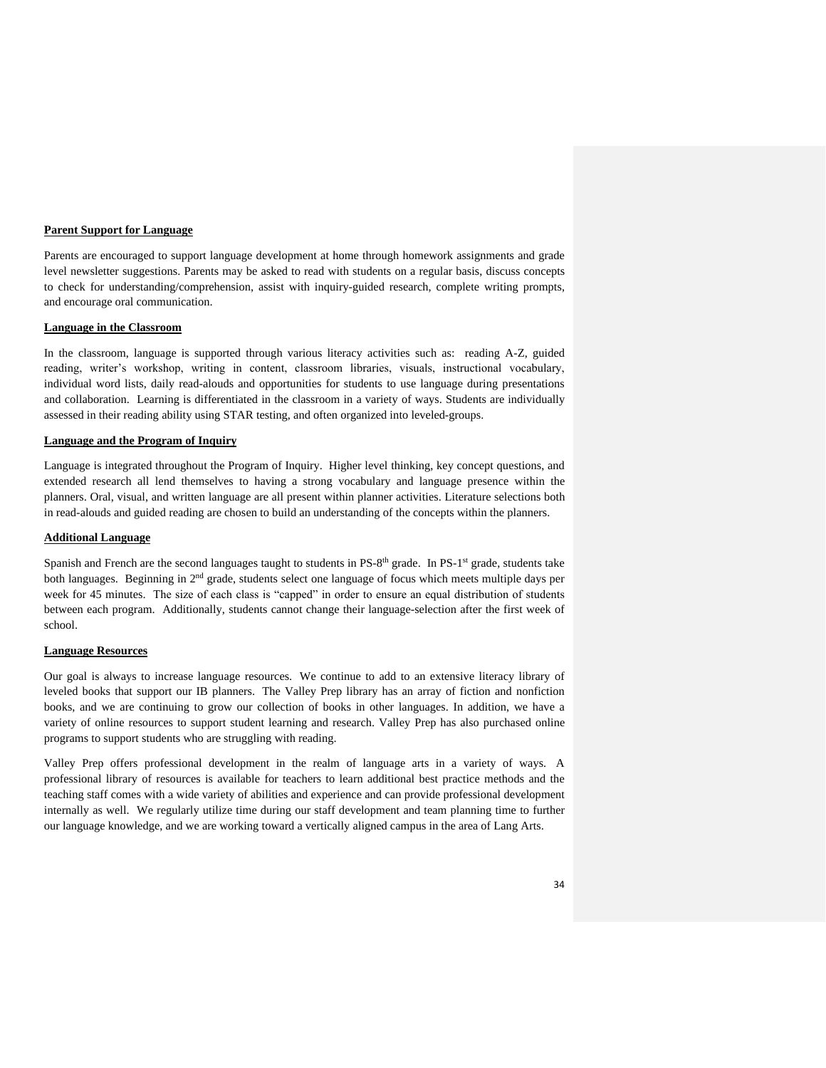**Parent Support for Language**

Parents are encouraged to support language development at home through homework assignments and grade level newsletter suggestions. Parents may be asked to read with students on a regular basis, discuss concepts to check for understanding/comprehension, assist with inquiry-guided research, complete writing prompts, and encourage oral communication.

**Language in the Classroom**

In the classroom, language is supported through various literacy activities such as: reading A-Z, guided reading, writer's workshop, writing in content, classroom libraries, visuals, instructional vocabulary, individual word lists, daily read-alouds and opportunities for students to use language during presentations and collaboration. Learning is differentiated in the classroom in a variety of ways. Students are individually assessed in their reading ability using STAR testing, and often organized into leveled-groups.

**Language and the Program of Inquiry**

Language is integrated throughout the Program of Inquiry. Higher level thinking, key concept questions, and extended research all lend themselves to having a strong vocabulary and language presence within the planners. Oral, visual, and written language are all present within planner activities. Literature selections both in read-alouds and guided reading are chosen to build an understanding of the concepts within the planners.

**Additional Language**

Spanish and French are the second languages taught to students in PS-8th grade. In PS-1st grade, students take both languages. Beginning in 2nd grade, students select one language of focus which meets multiple days per week for 45 minutes. The size of each class is "capped" in order to ensure an equal distribution of students between each program. Additionally, students cannot change their language-selection after the first week of school.

**Language Resources**

Our goal is always to increase language resources. We continue to add to an extensive literacy library of leveled books that support our IB planners. The Valley Prep library has an array of fiction and nonfiction books, and we are continuing to grow our collection of books in other languages. In addition, we have a variety of online resources to support student learning and research. Valley Prep has also purchased online programs to support students who are struggling with reading.

Valley Prep offers professional development in the realm of language arts in a variety of ways. A professional library of resources is available for teachers to learn additional best practice methods and the teaching staff comes with a wide variety of abilities and experience and can provide professional development internally as well. We regularly utilize time during our staff development and team planning time to further our language knowledge, and we are working toward a vertically aligned campus in the area of Lang Arts.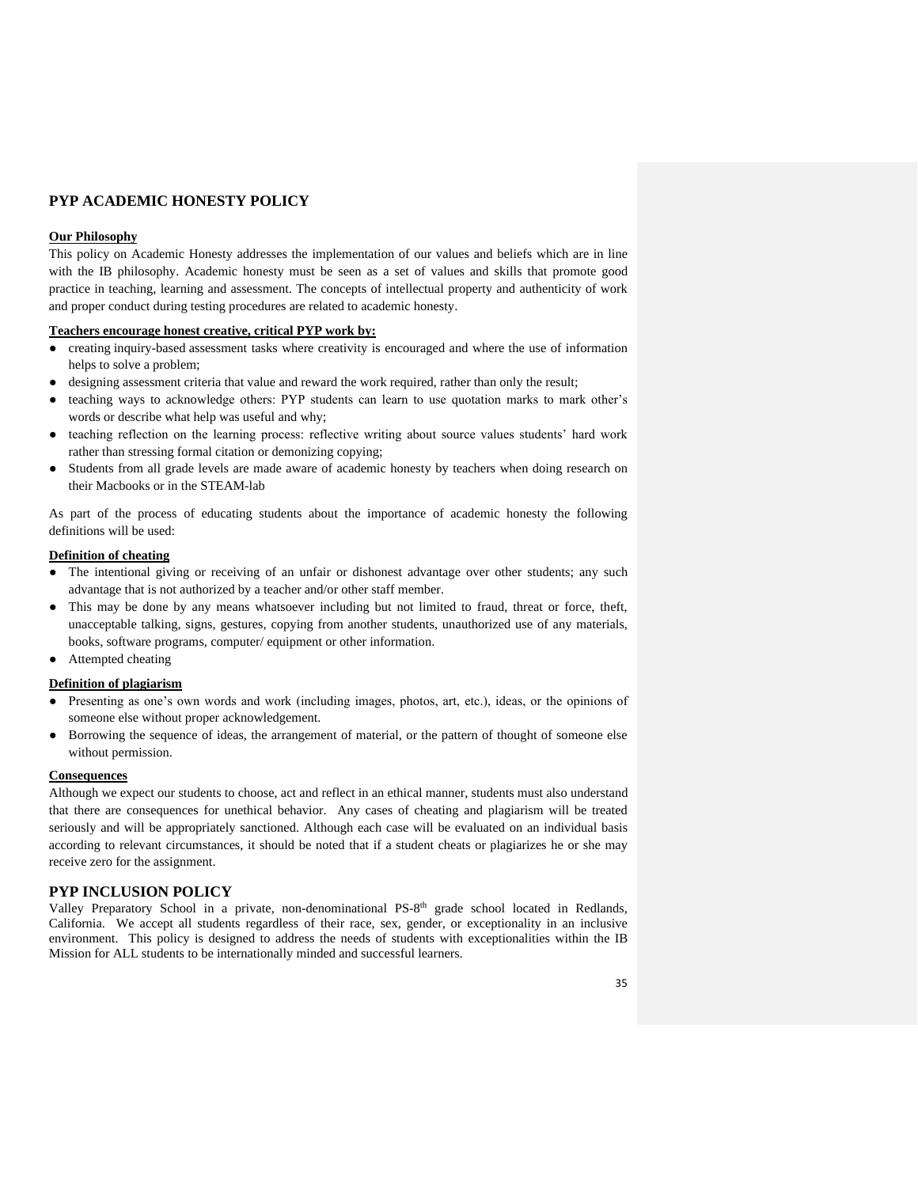## PYP ACADEMIC HONESTY POLICY

**Our Philosophy**

This policy on Academic Honesty addresses the implementation of our values and beliefs which are in line with the IB philosophy. Academic honesty must be seen as a set of values and skills that promote good practice in teaching, learning and assessment. The concepts of intellectual property and authenticity of work and proper conduct during testing procedures are related to academic honesty.

**Teachers encourage honest creative, critical PYP work by:**

- creating inquiry-based assessment tasks where creativity is encouraged and where the use of information helps to solve a problem;
- designing assessment criteria that value and reward the work required, rather than only the result;
- teaching ways to acknowledge others: PYP students can learn to use quotation marks to mark other's words or describe what help was useful and why;
- teaching reflection on the learning process: reflective writing about source values students' hard work rather than stressing formal citation or demonizing copying;
- Students from all grade levels are made aware of academic honesty by teachers when doing research on their Macbooks or in the STEAM-lab

As part of the process of educating students about the importance of academic honesty the following definitions will be used:

**Definition of cheating**

- The intentional giving or receiving of an unfair or dishonest advantage over other students; any such advantage that is not authorized by a teacher and/or other staff member.
- This may be done by any means whatsoever including but not limited to fraud, threat or force, theft, unacceptable talking, signs, gestures, copying from another students, unauthorized use of any materials, books, software programs, computer/ equipment or other information.
- Attempted cheating

**Definition of plagiarism**

- Presenting as one's own words and work (including images, photos, art, etc.), ideas, or the opinions of someone else without proper acknowledgement.
- Borrowing the sequence of ideas, the arrangement of material, or the pattern of thought of someone else without permission.

**Consequences**

Although we expect our students to choose, act and reflect in an ethical manner, students must also understand that there are consequences for unethical behavior. Any cases of cheating and plagiarism will be treated seriously and will be appropriately sanctioned. Although each case will be evaluated on an individual basis according to relevant circumstances, it should be noted that if a student cheats or plagiarizes he or she may receive zero for the assignment.

## PYP INCLUSION POLICY

Valley Preparatory School in a private, non-denominational PS-8th grade school located in Redlands, California. We accept all students regardless of their race, sex, gender, or exceptionality in an inclusive environment. This policy is designed to address the needs of students with exceptionalities within the IB Mission for ALL students to be internationally minded and successful learners.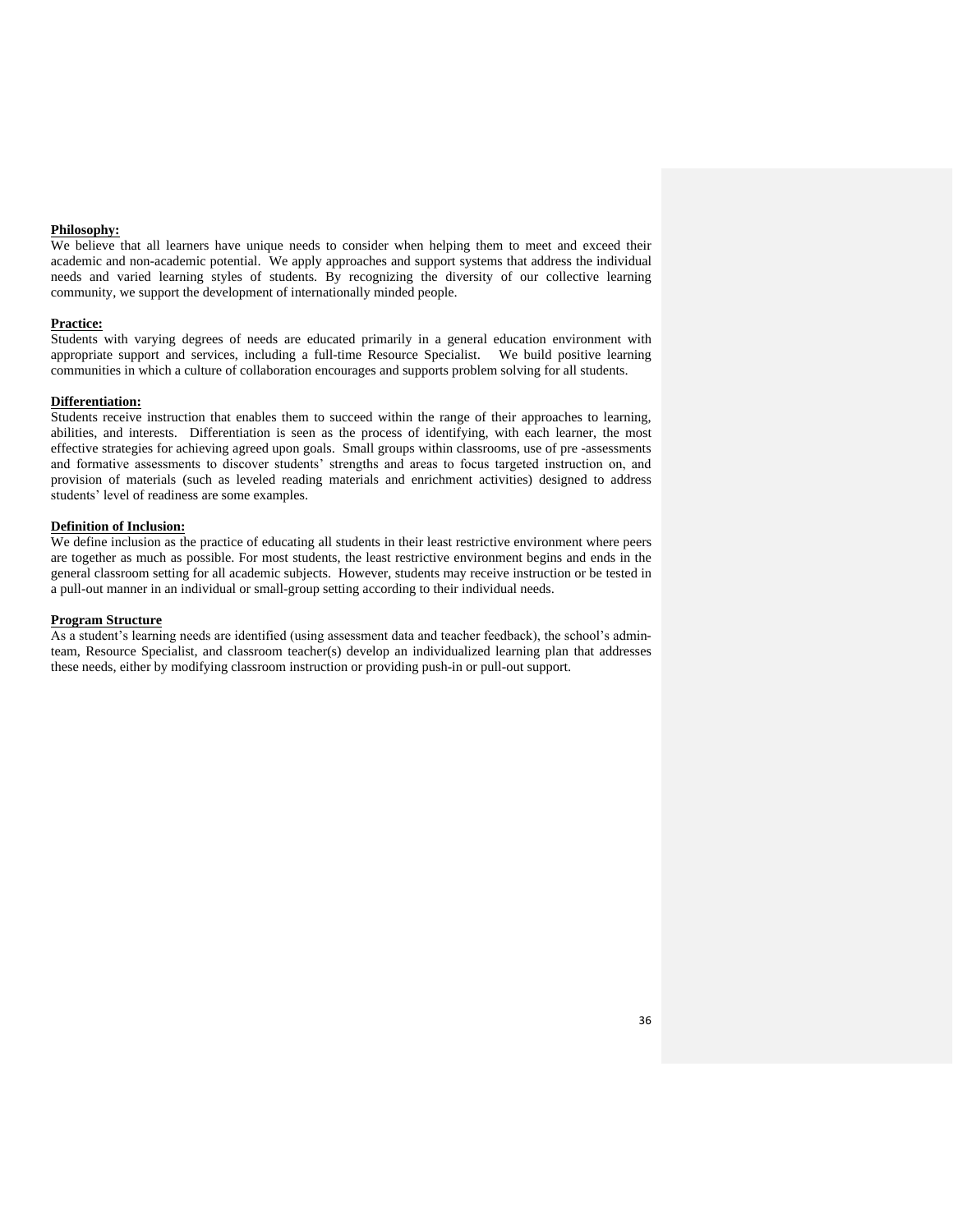**Philosophy:**

We believe that all learners have unique needs to consider when helping them to meet and exceed their academic and non-academic potential. We apply approaches and support systems that address the individual needs and varied learning styles of students. By recognizing the diversity of our collective learning community, we support the development of internationally minded people.

**Practice:**

Students with varying degrees of needs are educated primarily in a general education environment with appropriate support and services, including a full-time Resource Specialist. We build positive learning communities in which a culture of collaboration encourages and supports problem solving for all students.

**Differentiation:**

Students receive instruction that enables them to succeed within the range of their approaches to learning, abilities, and interests. Differentiation is seen as the process of identifying, with each learner, the most effective strategies for achieving agreed upon goals. Small groups within classrooms, use of pre -assessments and formative assessments to discover students' strengths and areas to focus targeted instruction on, and provision of materials (such as leveled reading materials and enrichment activities) designed to address students' level of readiness are some examples.

**Definition of Inclusion:**

We define inclusion as the practice of educating all students in their least restrictive environment where peers are together as much as possible. For most students, the least restrictive environment begins and ends in the general classroom setting for all academic subjects. However, students may receive instruction or be tested in a pull-out manner in an individual or small-group setting according to their individual needs.

**Program Structure**

As a student's learning needs are identified (using assessment data and teacher feedback), the school's admin-team, Resource Specialist, and classroom teacher(s) develop an individualized learning plan that addresses these needs, either by modifying classroom instruction or providing push-in or pull-out support.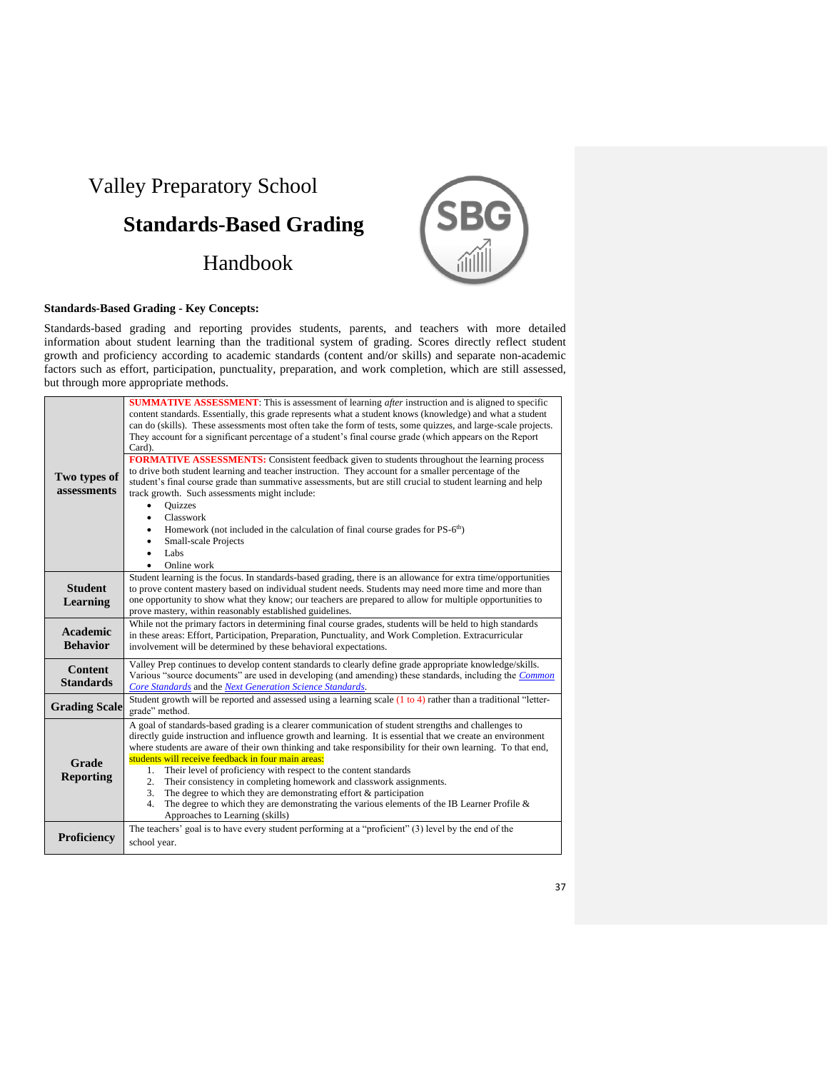# Valley Preparatory School

## Standards-Based Grading

## Handbook

**Standards-Based Grading - Key Concepts:**

Standards-based grading and reporting provides students, parents, and teachers with more detailed information about student learning than the traditional system of grading. Scores directly reflect student growth and proficiency according to academic standards (content and/or skills) and separate non-academic factors such as effort, participation, punctuality, preparation, and work completion, which are still assessed, but through more appropriate methods.

| | |
|---|---|
| **Two types of assessments** | **SUMMATIVE ASSESSMENT**: This is assessment of learning *after* instruction and is aligned to specific content standards. Essentially, this grade represents what a student knows (knowledge) and what a student can do (skills). These assessments most often take the form of tests, some quizzes, and large-scale projects. They account for a significant percentage of a student's final course grade (which appears on the Report Card).<br><br>**FORMATIVE ASSESSMENTS:** Consistent feedback given to students throughout the learning process to drive both student learning and teacher instruction. They account for a smaller percentage of the student's final course grade than summative assessments, but are still crucial to student learning and help track growth. Such assessments might include:<br>• Quizzes<br>• Classwork<br>• Homework (not included in the calculation of final course grades for PS-6th)<br>• Small-scale Projects<br>• Labs<br>• Online work |
| **Student Learning** | Student learning is the focus. In standards-based grading, there is an allowance for extra time/opportunities to prove content mastery based on individual student needs. Students may need more time and more than one opportunity to show what they know; our teachers are prepared to allow for multiple opportunities to prove mastery, within reasonably established guidelines. |
| **Academic Behavior** | While not the primary factors in determining final course grades, students will be held to high standards in these areas: Effort, Participation, Preparation, Punctuality, and Work Completion. Extracurricular involvement will be determined by these behavioral expectations. |
| **Content Standards** | Valley Prep continues to develop content standards to clearly define grade appropriate knowledge/skills. Various "source documents" are used in developing (and amending) these standards, including the *Common Core Standards* and the *Next Generation Science Standards*. |
| **Grading Scale** | Student growth will be reported and assessed using a learning scale (1 to 4) rather than a traditional "letter-grade" method. |
| **Grade Reporting** | A goal of standards-based grading is a clearer communication of student strengths and challenges to directly guide instruction and influence growth and learning. It is essential that we create an environment where students are aware of their own thinking and take responsibility for their own learning. To that end, students will receive feedback in four main areas:<br>1. Their level of proficiency with respect to the content standards<br>2. Their consistency in completing homework and classwork assignments.<br>3. The degree to which they are demonstrating effort & participation<br>4. The degree to which they are demonstrating the various elements of the IB Learner Profile & Approaches to Learning (skills) |
| **Proficiency** | The teachers' goal is to have every student performing at a "proficient" (3) level by the end of the school year. |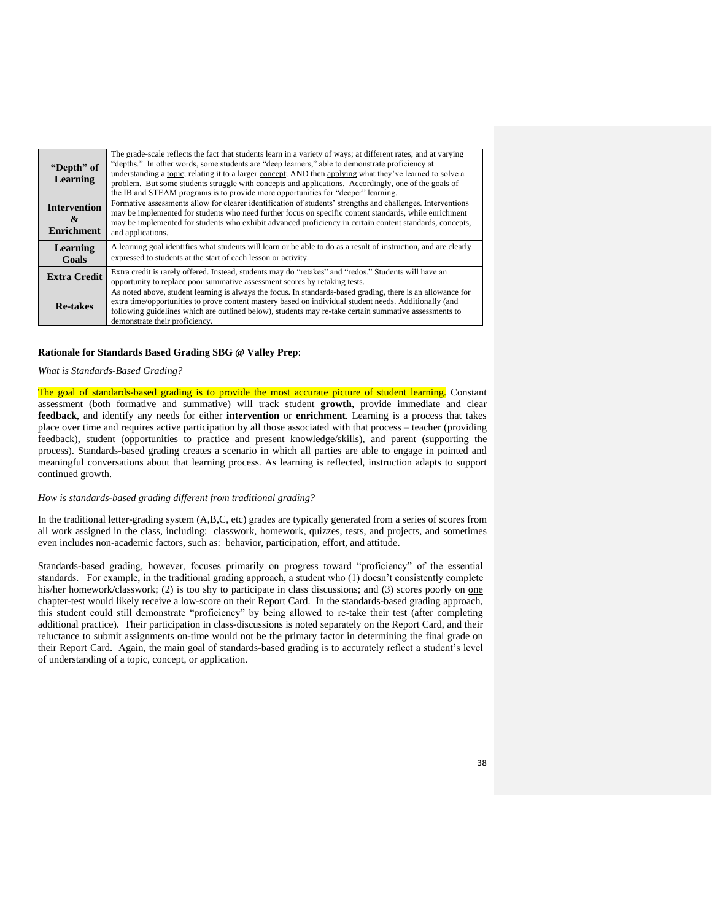| | |
|---|---|
| **"Depth" of Learning** | The grade-scale reflects the fact that students learn in a variety of ways; at different rates; and at varying "depths." In other words, some students are "deep learners," able to demonstrate proficiency at understanding a topic; relating it to a larger concept; AND then applying what they've learned to solve a problem. But some students struggle with concepts and applications. Accordingly, one of the goals of the IB and STEAM programs is to provide more opportunities for "deeper" learning. |
| **Intervention & Enrichment** | Formative assessments allow for clearer identification of students' strengths and challenges. Interventions may be implemented for students who need further focus on specific content standards, while enrichment may be implemented for students who exhibit advanced proficiency in certain content standards, concepts, and applications. |
| **Learning Goals** | A learning goal identifies what students will learn or be able to do as a result of instruction, and are clearly expressed to students at the start of each lesson or activity. |
| **Extra Credit** | Extra credit is rarely offered. Instead, students may do "retakes" and "redos." Students will have an opportunity to replace poor summative assessment scores by retaking tests. |
| **Re-takes** | As noted above, student learning is always the focus. In standards-based grading, there is an allowance for extra time/opportunities to prove content mastery based on individual student needs. Additionally (and following guidelines which are outlined below), students may re-take certain summative assessments to demonstrate their proficiency. |

**Rationale for Standards Based Grading SBG @ Valley Prep**:

*What is Standards-Based Grading?*

The goal of standards-based grading is to provide the most accurate picture of student learning. Constant assessment (both formative and summative) will track student **growth**, provide immediate and clear **feedback**, and identify any needs for either **intervention** or **enrichment**. Learning is a process that takes place over time and requires active participation by all those associated with that process – teacher (providing feedback), student (opportunities to practice and present knowledge/skills), and parent (supporting the process). Standards-based grading creates a scenario in which all parties are able to engage in pointed and meaningful conversations about that learning process. As learning is reflected, instruction adapts to support continued growth.

*How is standards-based grading different from traditional grading?*

In the traditional letter-grading system (A,B,C, etc) grades are typically generated from a series of scores from all work assigned in the class, including: classwork, homework, quizzes, tests, and projects, and sometimes even includes non-academic factors, such as: behavior, participation, effort, and attitude.

Standards-based grading, however, focuses primarily on progress toward "proficiency" of the essential standards. For example, in the traditional grading approach, a student who (1) doesn't consistently complete his/her homework/classwork; (2) is too shy to participate in class discussions; and (3) scores poorly on one chapter-test would likely receive a low-score on their Report Card. In the standards-based grading approach, this student could still demonstrate "proficiency" by being allowed to re-take their test (after completing additional practice). Their participation in class-discussions is noted separately on the Report Card, and their reluctance to submit assignments on-time would not be the primary factor in determining the final grade on their Report Card. Again, the main goal of standards-based grading is to accurately reflect a student's level of understanding of a topic, concept, or application.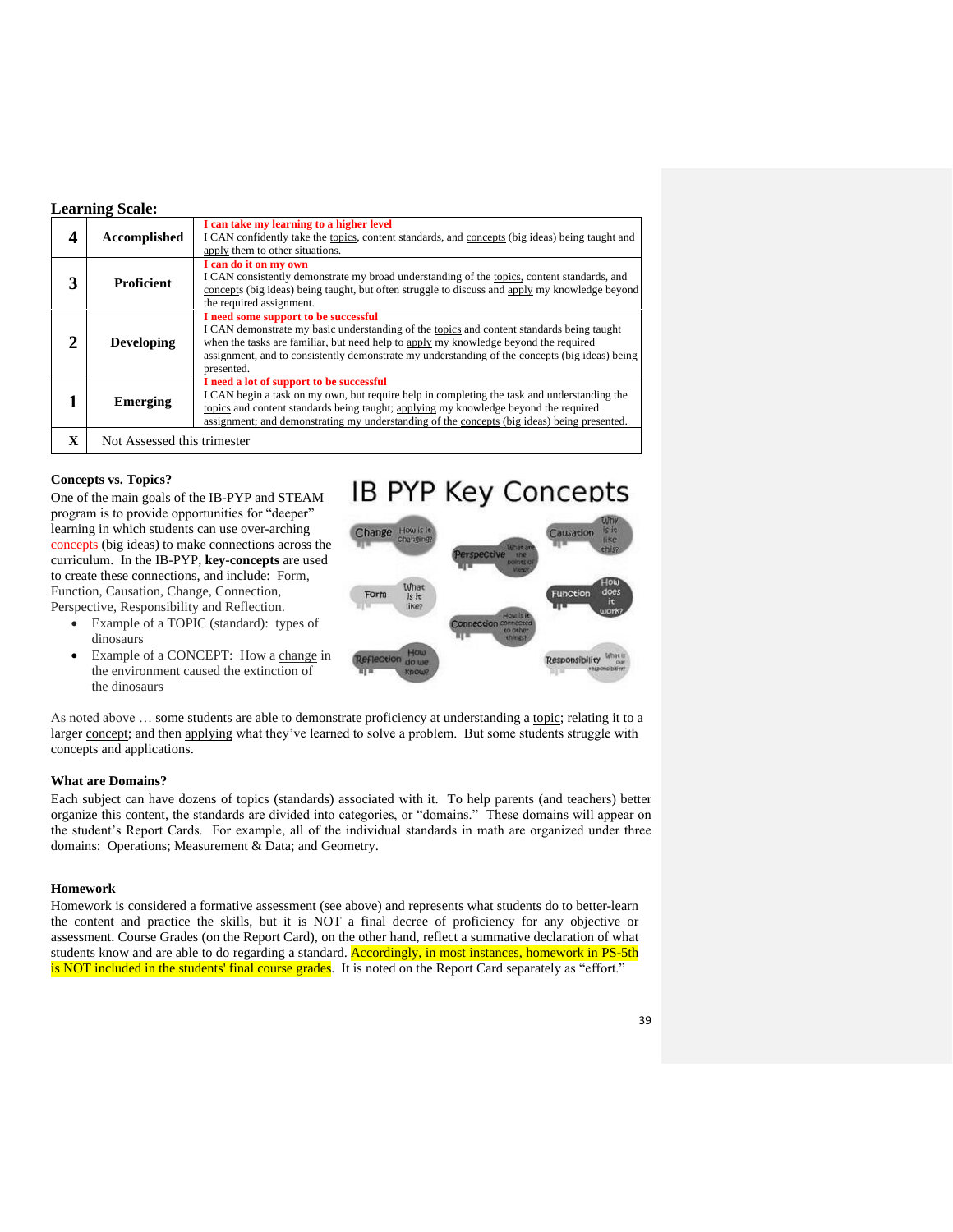## Learning Scale:

| | | |
|---|---|---|
| **4** | **Accomplished** | **I can take my learning to a higher level** I CAN confidently take the topics, content standards, and concepts (big ideas) being taught and apply them to other situations. |
| **3** | **Proficient** | **I can do it on my own** I CAN consistently demonstrate my broad understanding of the topics, content standards, and concepts (big ideas) being taught, but often struggle to discuss and apply my knowledge beyond the required assignment. |
| **2** | **Developing** | **I need some support to be successful** I CAN demonstrate my basic understanding of the topics and content standards being taught when the tasks are familiar, but need help to apply my knowledge beyond the required assignment, and to consistently demonstrate my understanding of the concepts (big ideas) being presented. |
| **1** | **Emerging** | **I need a lot of support to be successful** I CAN begin a task on my own, but require help in completing the task and understanding the topics and content standards being taught; applying my knowledge beyond the required assignment; and demonstrating my understanding of the concepts (big ideas) being presented. |
| **X** | Not Assessed this trimester | |

**Concepts vs. Topics?**

One of the main goals of the IB-PYP and STEAM program is to provide opportunities for "deeper" learning in which students can use over-arching concepts (big ideas) to make connections across the curriculum. In the IB-PYP, **key-concepts** are used to create these connections, and include: Form, Function, Causation, Change, Connection, Perspective, Responsibility and Reflection.

- Example of a TOPIC (standard): types of dinosaurs
- Example of a CONCEPT: How a change in the environment caused the extinction of the dinosaurs

IB PYP Key Concepts

Change – How is it changing? · Perspective – What are the points of view? · Causation – Why is it like this? · Form – What is it like? · Function – How does it work? · Connection – How is it connected to other things? · Reflection – How do we know? · Responsibility – What is our responsibility?

As noted above … some students are able to demonstrate proficiency at understanding a topic; relating it to a larger concept; and then applying what they've learned to solve a problem. But some students struggle with concepts and applications.

**What are Domains?**

Each subject can have dozens of topics (standards) associated with it. To help parents (and teachers) better organize this content, the standards are divided into categories, or "domains." These domains will appear on the student's Report Cards. For example, all of the individual standards in math are organized under three domains: Operations; Measurement & Data; and Geometry.

**Homework**

Homework is considered a formative assessment (see above) and represents what students do to better-learn the content and practice the skills, but it is NOT a final decree of proficiency for any objective or assessment. Course Grades (on the Report Card), on the other hand, reflect a summative declaration of what students know and are able to do regarding a standard. Accordingly, in most instances, homework in PS-5th is NOT included in the students' final course grades. It is noted on the Report Card separately as "effort."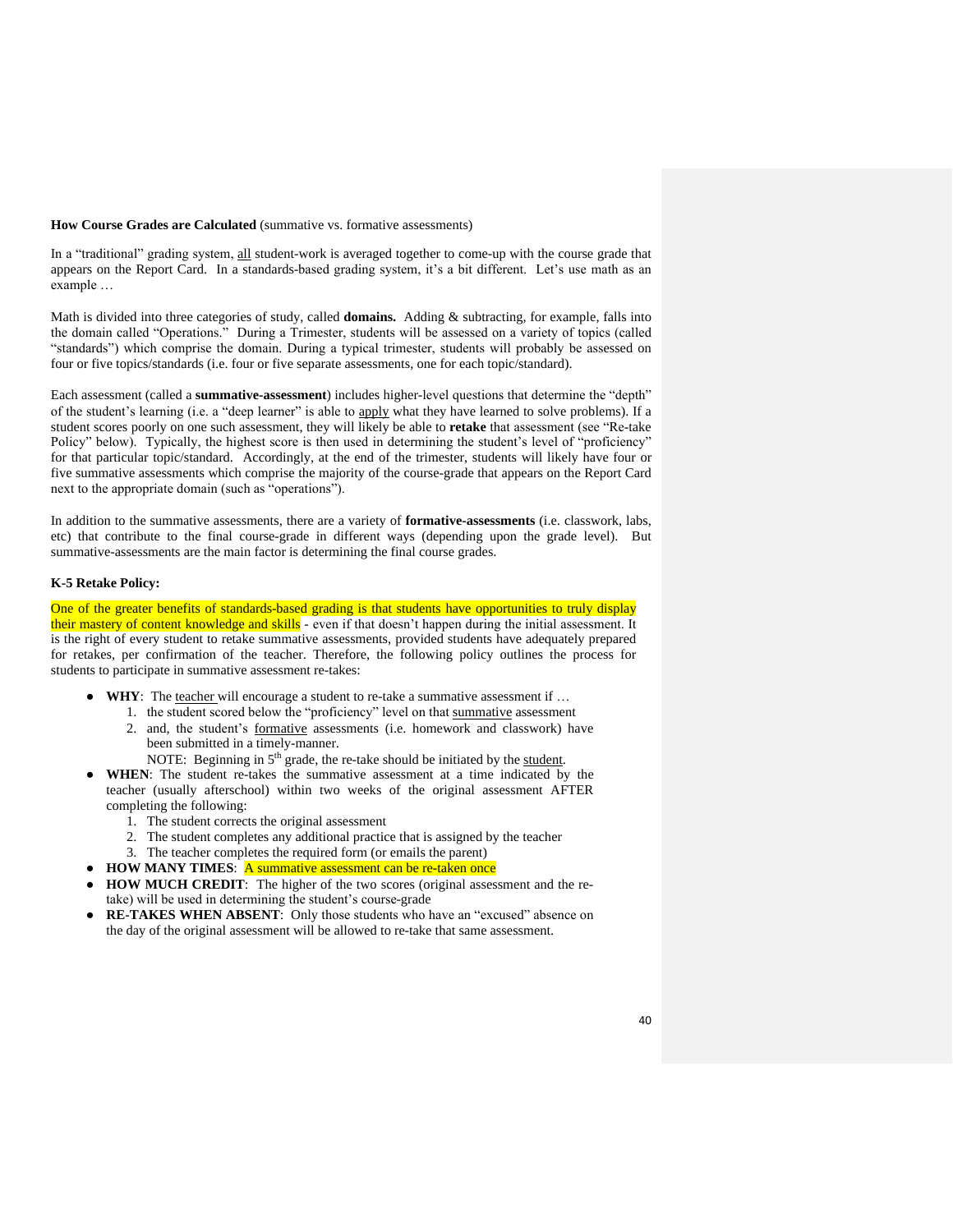**How Course Grades are Calculated** (summative vs. formative assessments)

In a "traditional" grading system, all student-work is averaged together to come-up with the course grade that appears on the Report Card. In a standards-based grading system, it's a bit different. Let's use math as an example …

Math is divided into three categories of study, called **domains.** Adding & subtracting, for example, falls into the domain called "Operations." During a Trimester, students will be assessed on a variety of topics (called "standards") which comprise the domain. During a typical trimester, students will probably be assessed on four or five topics/standards (i.e. four or five separate assessments, one for each topic/standard).

Each assessment (called a **summative-assessment**) includes higher-level questions that determine the "depth" of the student's learning (i.e. a "deep learner" is able to apply what they have learned to solve problems). If a student scores poorly on one such assessment, they will likely be able to **retake** that assessment (see "Re-take Policy" below). Typically, the highest score is then used in determining the student's level of "proficiency" for that particular topic/standard. Accordingly, at the end of the trimester, students will likely have four or five summative assessments which comprise the majority of the course-grade that appears on the Report Card next to the appropriate domain (such as "operations").

In addition to the summative assessments, there are a variety of **formative-assessments** (i.e. classwork, labs, etc) that contribute to the final course-grade in different ways (depending upon the grade level). But summative-assessments are the main factor is determining the final course grades.

**K-5 Retake Policy:**

One of the greater benefits of standards-based grading is that students have opportunities to truly display their mastery of content knowledge and skills - even if that doesn't happen during the initial assessment. It is the right of every student to retake summative assessments, provided students have adequately prepared for retakes, per confirmation of the teacher. Therefore, the following policy outlines the process for students to participate in summative assessment re-takes:

- **WHY**: The teacher will encourage a student to re-take a summative assessment if …
  1. the student scored below the "proficiency" level on that summative assessment
  2. and, the student's formative assessments (i.e. homework and classwork) have been submitted in a timely-manner.
     NOTE: Beginning in 5th grade, the re-take should be initiated by the student.
- **WHEN**: The student re-takes the summative assessment at a time indicated by the teacher (usually afterschool) within two weeks of the original assessment AFTER completing the following:
  1. The student corrects the original assessment
  2. The student completes any additional practice that is assigned by the teacher
  3. The teacher completes the required form (or emails the parent)
- **HOW MANY TIMES**: A summative assessment can be re-taken once
- **HOW MUCH CREDIT**: The higher of the two scores (original assessment and the re-take) will be used in determining the student's course-grade
- **RE-TAKES WHEN ABSENT**: Only those students who have an "excused" absence on the day of the original assessment will be allowed to re-take that same assessment.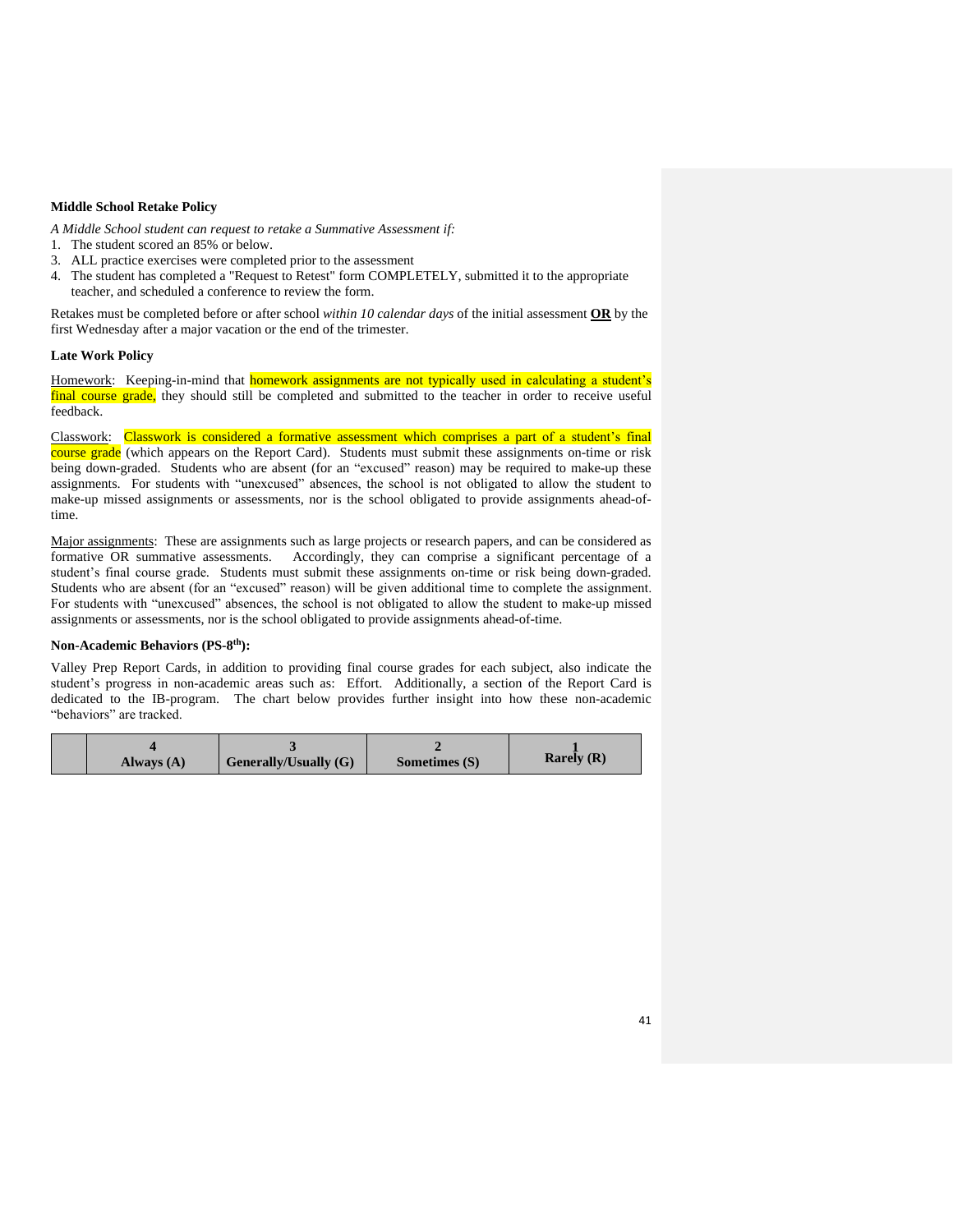**Middle School Retake Policy**

*A Middle School student can request to retake a Summative Assessment if:*

1. The student scored an 85% or below.
3. ALL practice exercises were completed prior to the assessment
4. The student has completed a "Request to Retest" form COMPLETELY, submitted it to the appropriate teacher, and scheduled a conference to review the form.

Retakes must be completed before or after school *within 10 calendar days* of the initial assessment **OR** by the first Wednesday after a major vacation or the end of the trimester.

**Late Work Policy**

Homework: Keeping-in-mind that homework assignments are not typically used in calculating a student's final course grade, they should still be completed and submitted to the teacher in order to receive useful feedback.

Classwork: Classwork is considered a formative assessment which comprises a part of a student's final course grade (which appears on the Report Card). Students must submit these assignments on-time or risk being down-graded. Students who are absent (for an "excused" reason) may be required to make-up these assignments. For students with "unexcused" absences, the school is not obligated to allow the student to make-up missed assignments or assessments, nor is the school obligated to provide assignments ahead-of-time.

Major assignments: These are assignments such as large projects or research papers, and can be considered as formative OR summative assessments. Accordingly, they can comprise a significant percentage of a student's final course grade. Students must submit these assignments on-time or risk being down-graded. Students who are absent (for an "excused" reason) will be given additional time to complete the assignment. For students with "unexcused" absences, the school is not obligated to allow the student to make-up missed assignments or assessments, nor is the school obligated to provide assignments ahead-of-time.

**Non-Academic Behaviors (PS-8th):**

Valley Prep Report Cards, in addition to providing final course grades for each subject, also indicate the student's progress in non-academic areas such as: Effort. Additionally, a section of the Report Card is dedicated to the IB-program. The chart below provides further insight into how these non-academic "behaviors" are tracked.

| | 4 Always (A) | 3 Generally/Usually (G) | 2 Sometimes (S) | 1 Rarely (R) |
|---|---|---|---|---|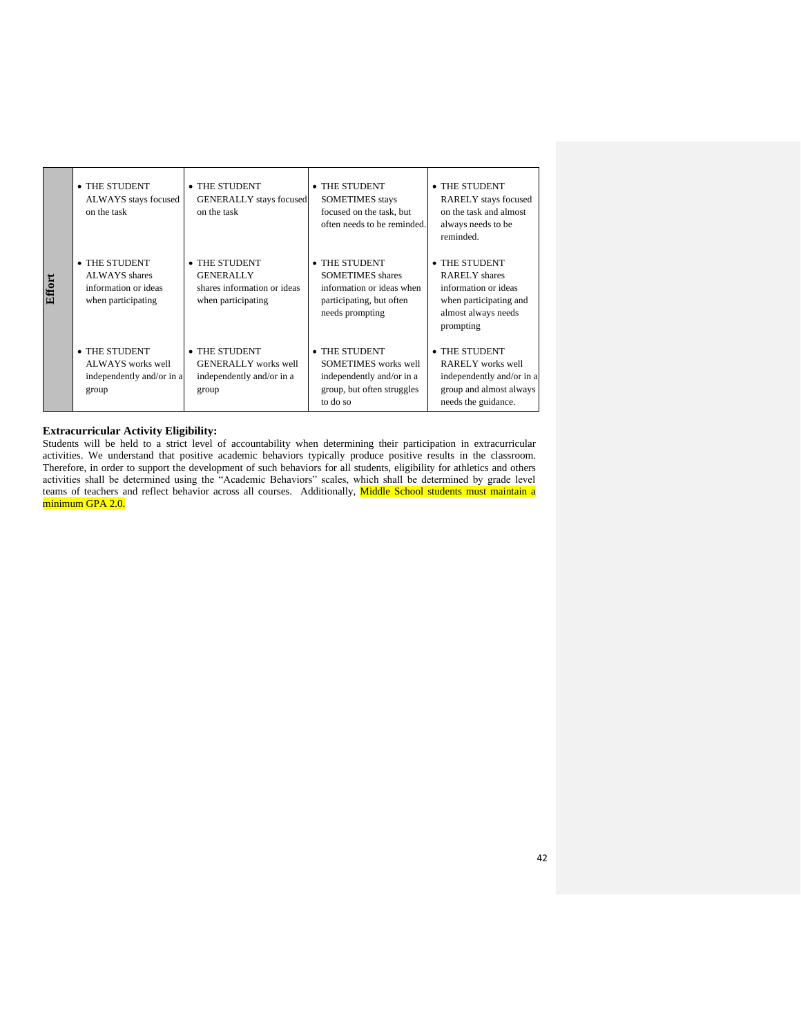| | | | | |
|---|---|---|---|---|
| Effort | • THE STUDENT ALWAYS stays focused on the task | • THE STUDENT GENERALLY stays focused on the task | • THE STUDENT SOMETIMES stays focused on the task, but often needs to be reminded. | • THE STUDENT RARELY stays focused on the task and almost always needs to be reminded. |
| | • THE STUDENT ALWAYS shares information or ideas when participating | • THE STUDENT GENERALLY shares information or ideas when participating | • THE STUDENT SOMETIMES shares information or ideas when participating, but often needs prompting | • THE STUDENT RARELY shares information or ideas when participating and almost always needs prompting |
| | • THE STUDENT ALWAYS works well independently and/or in a group | • THE STUDENT GENERALLY works well independently and/or in a group | • THE STUDENT SOMETIMES works well independently and/or in a group, but often struggles to do so | • THE STUDENT RARELY works well independently and/or in a group and almost always needs the guidance. |

**Extracurricular Activity Eligibility:**
Students will be held to a strict level of accountability when determining their participation in extracurricular activities. We understand that positive academic behaviors typically produce positive results in the classroom. Therefore, in order to support the development of such behaviors for all students, eligibility for athletics and others activities shall be determined using the "Academic Behaviors" scales, which shall be determined by grade level teams of teachers and reflect behavior across all courses. Additionally, Middle School students must maintain a minimum GPA 2.0.